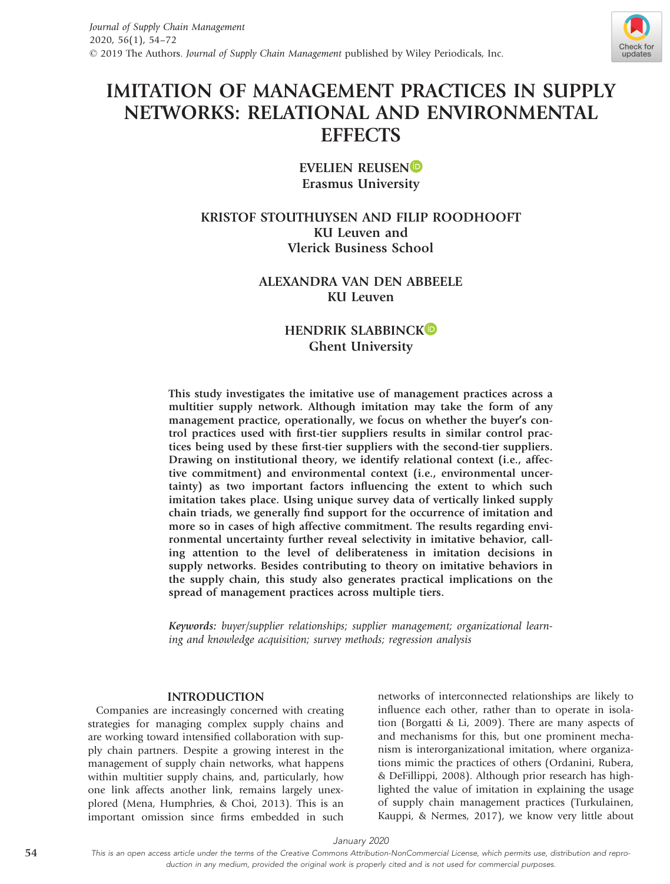# IMITATION OF MANAGEMENT PRACTICES IN SUPPLY NETWORKS: RELATIONAL AND ENVIRONMENTAL EFFECTS

**EVELIEN REUSEN**
**Erasmus University**

**KRISTOF STOUTHUYSEN AND FILIP ROODHOOFT**
**KU Leuven and**
**Vlerick Business School**

**ALEXANDRA VAN DEN ABBEELE**
**KU Leuven**

**HENDRIK SLABBINCK**
**Ghent University**

**This study investigates the imitative use of management practices across a multitier supply network. Although imitation may take the form of any management practice, operationally, we focus on whether the buyer's control practices used with first-tier suppliers results in similar control practices being used by these first-tier suppliers with the second-tier suppliers. Drawing on institutional theory, we identify relational context (i.e., affective commitment) and environmental context (i.e., environmental uncertainty) as two important factors influencing the extent to which such imitation takes place. Using unique survey data of vertically linked supply chain triads, we generally find support for the occurrence of imitation and more so in cases of high affective commitment. The results regarding environmental uncertainty further reveal selectivity in imitative behavior, calling attention to the level of deliberateness in imitation decisions in supply networks. Besides contributing to theory on imitative behaviors in the supply chain, this study also generates practical implications on the spread of management practices across multiple tiers.**

*Keywords: buyer/supplier relationships; supplier management; organizational learning and knowledge acquisition; survey methods; regression analysis*

## INTRODUCTION

Companies are increasingly concerned with creating strategies for managing complex supply chains and are working toward intensified collaboration with supply chain partners. Despite a growing interest in the management of supply chain networks, what happens within multitier supply chains, and, particularly, how one link affects another link, remains largely unexplored (Mena, Humphries, & Choi, 2013). This is an important omission since firms embedded in such networks of interconnected relationships are likely to influence each other, rather than to operate in isolation (Borgatti & Li, 2009). There are many aspects of and mechanisms for this, but one prominent mechanism is interorganizational imitation, where organizations mimic the practices of others (Ordanini, Rubera, & DeFillippi, 2008). Although prior research has highlighted the value of imitation in explaining the usage of supply chain management practices (Turkulainen, Kauppi, & Nermes, 2017), we know very little about

This is an open access article under the terms of the Creative Commons Attribution-NonCommercial License, which permits use, distribution and reproduction in any medium, provided the original work is properly cited and is not used for commercial purposes.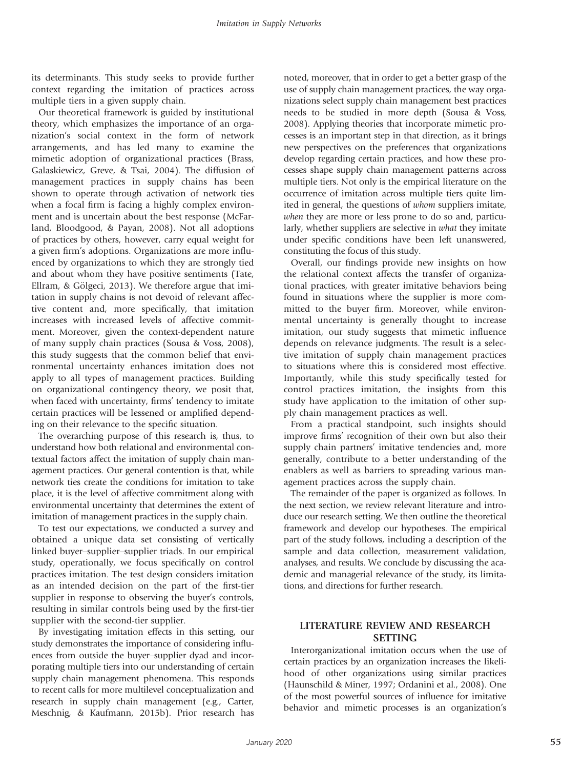its determinants. This study seeks to provide further context regarding the imitation of practices across multiple tiers in a given supply chain.

Our theoretical framework is guided by institutional theory, which emphasizes the importance of an organization's social context in the form of network arrangements, and has led many to examine the mimetic adoption of organizational practices (Brass, Galaskiewicz, Greve, & Tsai, 2004). The diffusion of management practices in supply chains has been shown to operate through activation of network ties when a focal firm is facing a highly complex environment and is uncertain about the best response (McFarland, Bloodgood, & Payan, 2008). Not all adoptions of practices by others, however, carry equal weight for a given firm's adoptions. Organizations are more influenced by organizations to which they are strongly tied and about whom they have positive sentiments (Tate, Ellram, & Gölgeci, 2013). We therefore argue that imitation in supply chains is not devoid of relevant affective content and, more specifically, that imitation increases with increased levels of affective commitment. Moreover, given the context-dependent nature of many supply chain practices (Sousa & Voss, 2008), this study suggests that the common belief that environmental uncertainty enhances imitation does not apply to all types of management practices. Building on organizational contingency theory, we posit that, when faced with uncertainty, firms' tendency to imitate certain practices will be lessened or amplified depending on their relevance to the specific situation.

The overarching purpose of this research is, thus, to understand how both relational and environmental contextual factors affect the imitation of supply chain management practices. Our general contention is that, while network ties create the conditions for imitation to take place, it is the level of affective commitment along with environmental uncertainty that determines the extent of imitation of management practices in the supply chain.

To test our expectations, we conducted a survey and obtained a unique data set consisting of vertically linked buyer–supplier–supplier triads. In our empirical study, operationally, we focus specifically on control practices imitation. The test design considers imitation as an intended decision on the part of the first-tier supplier in response to observing the buyer's controls, resulting in similar controls being used by the first-tier supplier with the second-tier supplier.

By investigating imitation effects in this setting, our study demonstrates the importance of considering influences from outside the buyer–supplier dyad and incorporating multiple tiers into our understanding of certain supply chain management phenomena. This responds to recent calls for more multilevel conceptualization and research in supply chain management (e.g., Carter, Meschnig, & Kaufmann, 2015b). Prior research has noted, moreover, that in order to get a better grasp of the use of supply chain management practices, the way organizations select supply chain management best practices needs to be studied in more depth (Sousa & Voss, 2008). Applying theories that incorporate mimetic processes is an important step in that direction, as it brings new perspectives on the preferences that organizations develop regarding certain practices, and how these processes shape supply chain management patterns across multiple tiers. Not only is the empirical literature on the occurrence of imitation across multiple tiers quite limited in general, the questions of *whom* suppliers imitate, *when* they are more or less prone to do so and, particularly, whether suppliers are selective in *what* they imitate under specific conditions have been left unanswered, constituting the focus of this study.

Overall, our findings provide new insights on how the relational context affects the transfer of organizational practices, with greater imitative behaviors being found in situations where the supplier is more committed to the buyer firm. Moreover, while environmental uncertainty is generally thought to increase imitation, our study suggests that mimetic influence depends on relevance judgments. The result is a selective imitation of supply chain management practices to situations where this is considered most effective. Importantly, while this study specifically tested for control practices imitation, the insights from this study have application to the imitation of other supply chain management practices as well.

From a practical standpoint, such insights should improve firms' recognition of their own but also their supply chain partners' imitative tendencies and, more generally, contribute to a better understanding of the enablers as well as barriers to spreading various management practices across the supply chain.

The remainder of the paper is organized as follows. In the next section, we review relevant literature and introduce our research setting. We then outline the theoretical framework and develop our hypotheses. The empirical part of the study follows, including a description of the sample and data collection, measurement validation, analyses, and results. We conclude by discussing the academic and managerial relevance of the study, its limitations, and directions for further research.

## LITERATURE REVIEW AND RESEARCH SETTING

Interorganizational imitation occurs when the use of certain practices by an organization increases the likelihood of other organizations using similar practices (Haunschild & Miner, 1997; Ordanini et al., 2008). One of the most powerful sources of influence for imitative behavior and mimetic processes is an organization's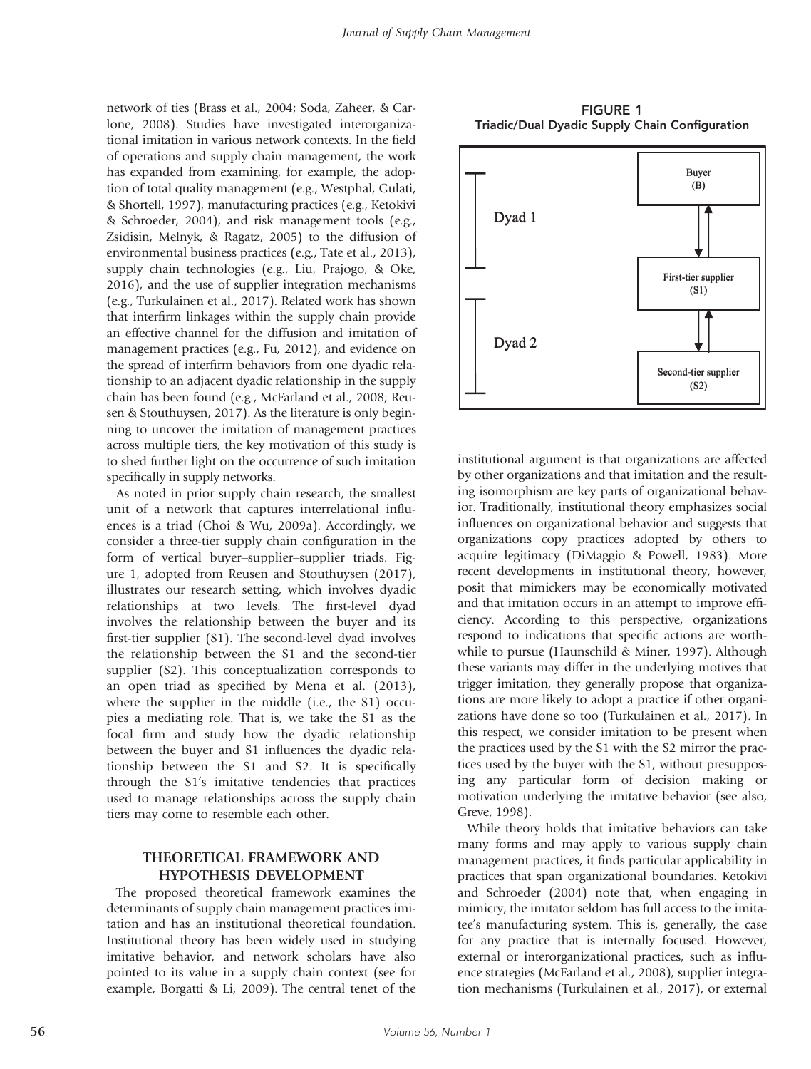network of ties (Brass et al., 2004; Soda, Zaheer, & Carlone, 2008). Studies have investigated interorganizational imitation in various network contexts. In the field of operations and supply chain management, the work has expanded from examining, for example, the adoption of total quality management (e.g., Westphal, Gulati, & Shortell, 1997), manufacturing practices (e.g., Ketokivi & Schroeder, 2004), and risk management tools (e.g., Zsidisin, Melnyk, & Ragatz, 2005) to the diffusion of environmental business practices (e.g., Tate et al., 2013), supply chain technologies (e.g., Liu, Prajogo, & Oke, 2016), and the use of supplier integration mechanisms (e.g., Turkulainen et al., 2017). Related work has shown that interfirm linkages within the supply chain provide an effective channel for the diffusion and imitation of management practices (e.g., Fu, 2012), and evidence on the spread of interfirm behaviors from one dyadic relationship to an adjacent dyadic relationship in the supply chain has been found (e.g., McFarland et al., 2008; Reusen & Stouthuysen, 2017). As the literature is only beginning to uncover the imitation of management practices across multiple tiers, the key motivation of this study is to shed further light on the occurrence of such imitation specifically in supply networks.

As noted in prior supply chain research, the smallest unit of a network that captures interrelational influences is a triad (Choi & Wu, 2009a). Accordingly, we consider a three-tier supply chain configuration in the form of vertical buyer–supplier–supplier triads. Figure 1, adopted from Reusen and Stouthuysen (2017), illustrates our research setting, which involves dyadic relationships at two levels. The first-level dyad involves the relationship between the buyer and its first-tier supplier (S1). The second-level dyad involves the relationship between the S1 and the second-tier supplier (S2). This conceptualization corresponds to an open triad as specified by Mena et al. (2013), where the supplier in the middle (i.e., the S1) occupies a mediating role. That is, we take the S1 as the focal firm and study how the dyadic relationship between the buyer and S1 influences the dyadic relationship between the S1 and S2. It is specifically through the S1's imitative tendencies that practices used to manage relationships across the supply chain tiers may come to resemble each other.

**FIGURE 1**
**Triadic/Dual Dyadic Supply Chain Configuration**

| | |
|---|---|
| Dyad 1 | Buyer (B) ⇅ First-tier supplier (S1) |
| Dyad 2 | First-tier supplier (S1) ⇅ Second-tier supplier (S2) |

## THEORETICAL FRAMEWORK AND HYPOTHESIS DEVELOPMENT

The proposed theoretical framework examines the determinants of supply chain management practices imitation and has an institutional theoretical foundation. Institutional theory has been widely used in studying imitative behavior, and network scholars have also pointed to its value in a supply chain context (see for example, Borgatti & Li, 2009). The central tenet of the institutional argument is that organizations are affected by other organizations and that imitation and the resulting isomorphism are key parts of organizational behavior. Traditionally, institutional theory emphasizes social influences on organizational behavior and suggests that organizations copy practices adopted by others to acquire legitimacy (DiMaggio & Powell, 1983). More recent developments in institutional theory, however, posit that mimickers may be economically motivated and that imitation occurs in an attempt to improve efficiency. According to this perspective, organizations respond to indications that specific actions are worthwhile to pursue (Haunschild & Miner, 1997). Although these variants may differ in the underlying motives that trigger imitation, they generally propose that organizations are more likely to adopt a practice if other organizations have done so too (Turkulainen et al., 2017). In this respect, we consider imitation to be present when the practices used by the S1 with the S2 mirror the practices used by the buyer with the S1, without presupposing any particular form of decision making or motivation underlying the imitative behavior (see also, Greve, 1998).

While theory holds that imitative behaviors can take many forms and may apply to various supply chain management practices, it finds particular applicability in practices that span organizational boundaries. Ketokivi and Schroeder (2004) note that, when engaging in mimicry, the imitator seldom has full access to the imitatee's manufacturing system. This is, generally, the case for any practice that is internally focused. However, external or interorganizational practices, such as influence strategies (McFarland et al., 2008), supplier integration mechanisms (Turkulainen et al., 2017), or external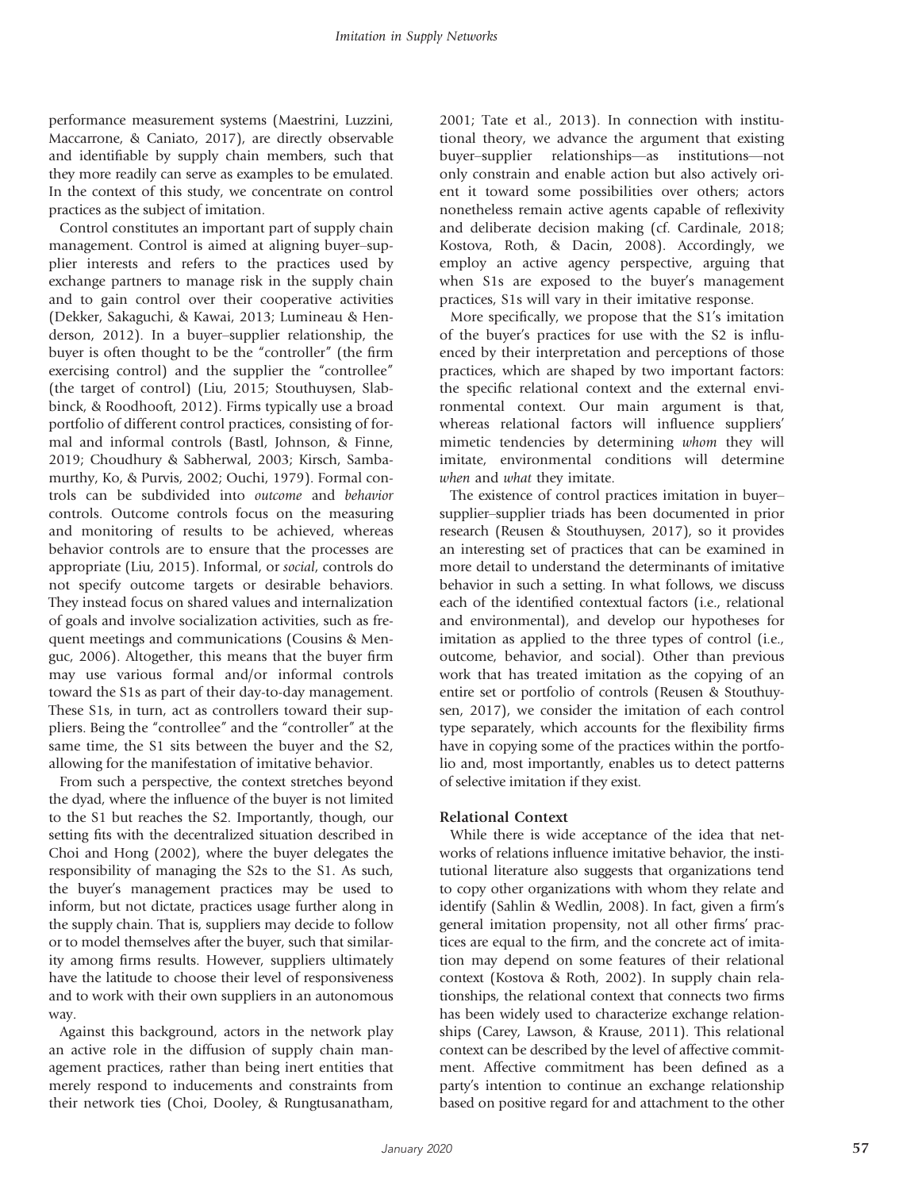performance measurement systems (Maestrini, Luzzini, Maccarrone, & Caniato, 2017), are directly observable and identifiable by supply chain members, such that they more readily can serve as examples to be emulated. In the context of this study, we concentrate on control practices as the subject of imitation.

Control constitutes an important part of supply chain management. Control is aimed at aligning buyer–supplier interests and refers to the practices used by exchange partners to manage risk in the supply chain and to gain control over their cooperative activities (Dekker, Sakaguchi, & Kawai, 2013; Lumineau & Henderson, 2012). In a buyer–supplier relationship, the buyer is often thought to be the "controller" (the firm exercising control) and the supplier the "controllee" (the target of control) (Liu, 2015; Stouthuysen, Slabbinck, & Roodhooft, 2012). Firms typically use a broad portfolio of different control practices, consisting of formal and informal controls (Bastl, Johnson, & Finne, 2019; Choudhury & Sabherwal, 2003; Kirsch, Sambamurthy, Ko, & Purvis, 2002; Ouchi, 1979). Formal controls can be subdivided into *outcome* and *behavior* controls. Outcome controls focus on the measuring and monitoring of results to be achieved, whereas behavior controls are to ensure that the processes are appropriate (Liu, 2015). Informal, or *social*, controls do not specify outcome targets or desirable behaviors. They instead focus on shared values and internalization of goals and involve socialization activities, such as frequent meetings and communications (Cousins & Menguc, 2006). Altogether, this means that the buyer firm may use various formal and/or informal controls toward the S1s as part of their day-to-day management. These S1s, in turn, act as controllers toward their suppliers. Being the "controllee" and the "controller" at the same time, the S1 sits between the buyer and the S2, allowing for the manifestation of imitative behavior.

From such a perspective, the context stretches beyond the dyad, where the influence of the buyer is not limited to the S1 but reaches the S2. Importantly, though, our setting fits with the decentralized situation described in Choi and Hong (2002), where the buyer delegates the responsibility of managing the S2s to the S1. As such, the buyer's management practices may be used to inform, but not dictate, practices usage further along in the supply chain. That is, suppliers may decide to follow or to model themselves after the buyer, such that similarity among firms results. However, suppliers ultimately have the latitude to choose their level of responsiveness and to work with their own suppliers in an autonomous way.

Against this background, actors in the network play an active role in the diffusion of supply chain management practices, rather than being inert entities that merely respond to inducements and constraints from their network ties (Choi, Dooley, & Rungtusanatham, 2001; Tate et al., 2013). In connection with institutional theory, we advance the argument that existing buyer–supplier relationships—as institutions—not only constrain and enable action but also actively orient it toward some possibilities over others; actors nonetheless remain active agents capable of reflexivity and deliberate decision making (cf. Cardinale, 2018; Kostova, Roth, & Dacin, 2008). Accordingly, we employ an active agency perspective, arguing that when S1s are exposed to the buyer's management practices, S1s will vary in their imitative response.

More specifically, we propose that the S1's imitation of the buyer's practices for use with the S2 is influenced by their interpretation and perceptions of those practices, which are shaped by two important factors: the specific relational context and the external environmental context. Our main argument is that, whereas relational factors will influence suppliers' mimetic tendencies by determining *whom* they will imitate, environmental conditions will determine *when* and *what* they imitate.

The existence of control practices imitation in buyer–supplier–supplier triads has been documented in prior research (Reusen & Stouthuysen, 2017), so it provides an interesting set of practices that can be examined in more detail to understand the determinants of imitative behavior in such a setting. In what follows, we discuss each of the identified contextual factors (i.e., relational and environmental), and develop our hypotheses for imitation as applied to the three types of control (i.e., outcome, behavior, and social). Other than previous work that has treated imitation as the copying of an entire set or portfolio of controls (Reusen & Stouthuysen, 2017), we consider the imitation of each control type separately, which accounts for the flexibility firms have in copying some of the practices within the portfolio and, most importantly, enables us to detect patterns of selective imitation if they exist.

## Relational Context

While there is wide acceptance of the idea that networks of relations influence imitative behavior, the institutional literature also suggests that organizations tend to copy other organizations with whom they relate and identify (Sahlin & Wedlin, 2008). In fact, given a firm's general imitation propensity, not all other firms' practices are equal to the firm, and the concrete act of imitation may depend on some features of their relational context (Kostova & Roth, 2002). In supply chain relationships, the relational context that connects two firms has been widely used to characterize exchange relationships (Carey, Lawson, & Krause, 2011). This relational context can be described by the level of affective commitment. Affective commitment has been defined as a party's intention to continue an exchange relationship based on positive regard for and attachment to the other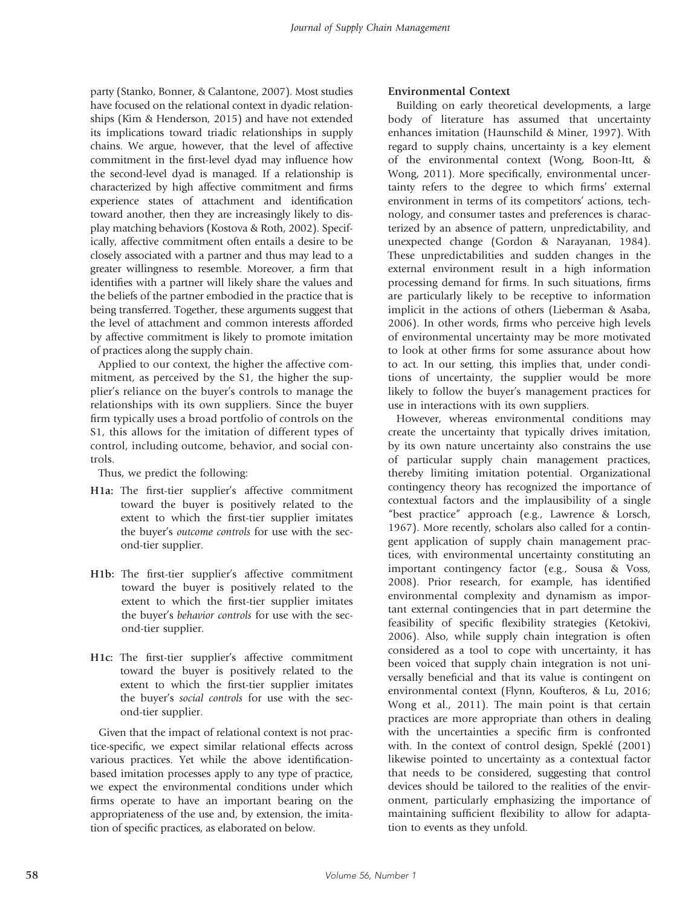party (Stanko, Bonner, & Calantone, 2007). Most studies have focused on the relational context in dyadic relationships (Kim & Henderson, 2015) and have not extended its implications toward triadic relationships in supply chains. We argue, however, that the level of affective commitment in the first-level dyad may influence how the second-level dyad is managed. If a relationship is characterized by high affective commitment and firms experience states of attachment and identification toward another, then they are increasingly likely to display matching behaviors (Kostova & Roth, 2002). Specifically, affective commitment often entails a desire to be closely associated with a partner and thus may lead to a greater willingness to resemble. Moreover, a firm that identifies with a partner will likely share the values and the beliefs of the partner embodied in the practice that is being transferred. Together, these arguments suggest that the level of attachment and common interests afforded by affective commitment is likely to promote imitation of practices along the supply chain.

Applied to our context, the higher the affective commitment, as perceived by the S1, the higher the supplier's reliance on the buyer's controls to manage the relationships with its own suppliers. Since the buyer firm typically uses a broad portfolio of controls on the S1, this allows for the imitation of different types of control, including outcome, behavior, and social controls.

Thus, we predict the following:

**H1a:** The first-tier supplier's affective commitment toward the buyer is positively related to the extent to which the first-tier supplier imitates the buyer's *outcome controls* for use with the second-tier supplier.

**H1b:** The first-tier supplier's affective commitment toward the buyer is positively related to the extent to which the first-tier supplier imitates the buyer's *behavior controls* for use with the second-tier supplier.

**H1c:** The first-tier supplier's affective commitment toward the buyer is positively related to the extent to which the first-tier supplier imitates the buyer's *social controls* for use with the second-tier supplier.

Given that the impact of relational context is not practice-specific, we expect similar relational effects across various practices. Yet while the above identification-based imitation processes apply to any type of practice, we expect the environmental conditions under which firms operate to have an important bearing on the appropriateness of the use and, by extension, the imitation of specific practices, as elaborated on below.

### Environmental Context

Building on early theoretical developments, a large body of literature has assumed that uncertainty enhances imitation (Haunschild & Miner, 1997). With regard to supply chains, uncertainty is a key element of the environmental context (Wong, Boon-Itt, & Wong, 2011). More specifically, environmental uncertainty refers to the degree to which firms' external environment in terms of its competitors' actions, technology, and consumer tastes and preferences is characterized by an absence of pattern, unpredictability, and unexpected change (Gordon & Narayanan, 1984). These unpredictabilities and sudden changes in the external environment result in a high information processing demand for firms. In such situations, firms are particularly likely to be receptive to information implicit in the actions of others (Lieberman & Asaba, 2006). In other words, firms who perceive high levels of environmental uncertainty may be more motivated to look at other firms for some assurance about how to act. In our setting, this implies that, under conditions of uncertainty, the supplier would be more likely to follow the buyer's management practices for use in interactions with its own suppliers.

However, whereas environmental conditions may create the uncertainty that typically drives imitation, by its own nature uncertainty also constrains the use of particular supply chain management practices, thereby limiting imitation potential. Organizational contingency theory has recognized the importance of contextual factors and the implausibility of a single "best practice" approach (e.g., Lawrence & Lorsch, 1967). More recently, scholars also called for a contingent application of supply chain management practices, with environmental uncertainty constituting an important contingency factor (e.g., Sousa & Voss, 2008). Prior research, for example, has identified environmental complexity and dynamism as important external contingencies that in part determine the feasibility of specific flexibility strategies (Ketokivi, 2006). Also, while supply chain integration is often considered as a tool to cope with uncertainty, it has been voiced that supply chain integration is not universally beneficial and that its value is contingent on environmental context (Flynn, Koufteros, & Lu, 2016; Wong et al., 2011). The main point is that certain practices are more appropriate than others in dealing with the uncertainties a specific firm is confronted with. In the context of control design, Speklé (2001) likewise pointed to uncertainty as a contextual factor that needs to be considered, suggesting that control devices should be tailored to the realities of the environment, particularly emphasizing the importance of maintaining sufficient flexibility to allow for adaptation to events as they unfold.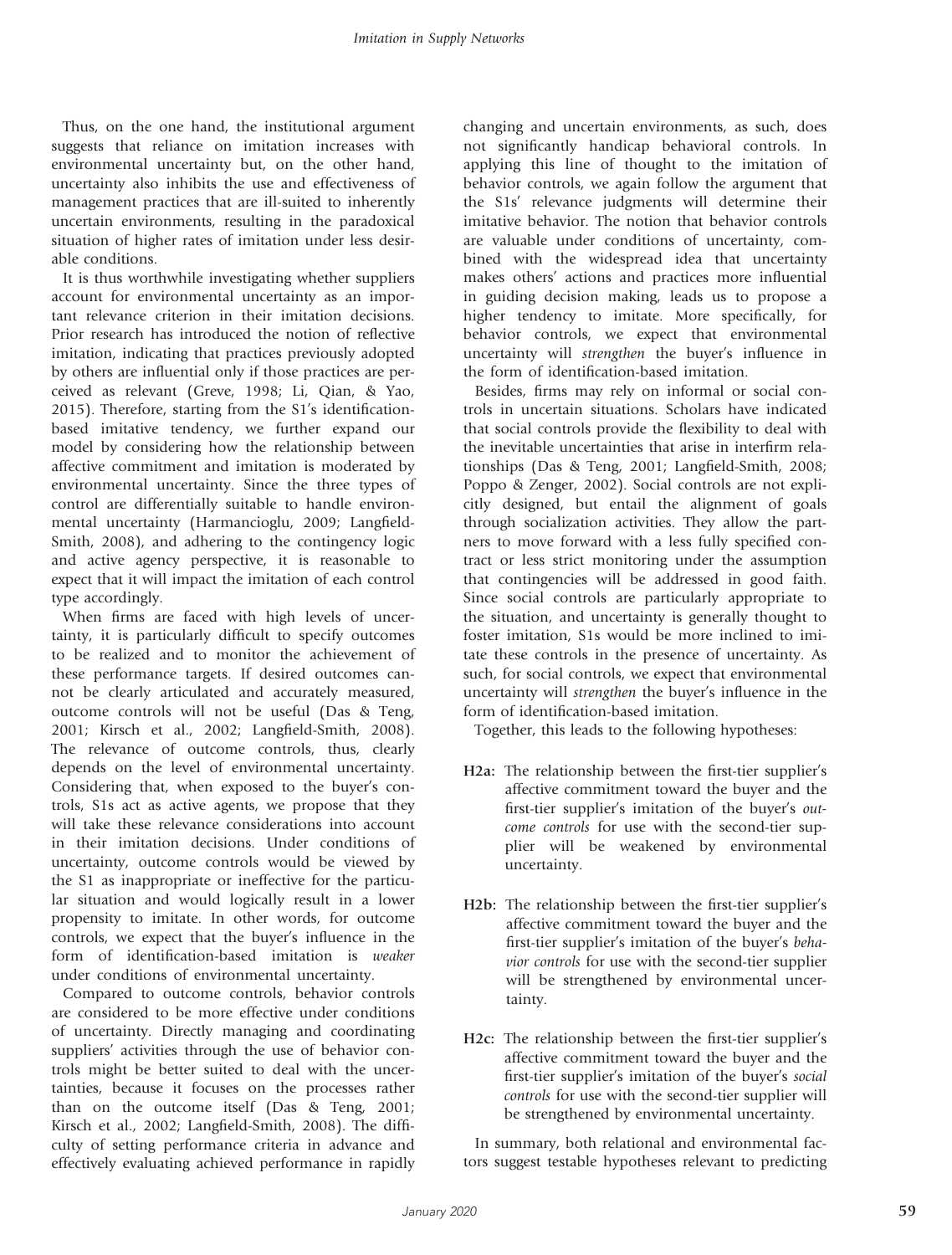Thus, on the one hand, the institutional argument suggests that reliance on imitation increases with environmental uncertainty but, on the other hand, uncertainty also inhibits the use and effectiveness of management practices that are ill-suited to inherently uncertain environments, resulting in the paradoxical situation of higher rates of imitation under less desirable conditions.

It is thus worthwhile investigating whether suppliers account for environmental uncertainty as an important relevance criterion in their imitation decisions. Prior research has introduced the notion of reflective imitation, indicating that practices previously adopted by others are influential only if those practices are perceived as relevant (Greve, 1998; Li, Qian, & Yao, 2015). Therefore, starting from the S1's identification-based imitative tendency, we further expand our model by considering how the relationship between affective commitment and imitation is moderated by environmental uncertainty. Since the three types of control are differentially suitable to handle environmental uncertainty (Harmancioglu, 2009; Langfield-Smith, 2008), and adhering to the contingency logic and active agency perspective, it is reasonable to expect that it will impact the imitation of each control type accordingly.

When firms are faced with high levels of uncertainty, it is particularly difficult to specify outcomes to be realized and to monitor the achievement of these performance targets. If desired outcomes cannot be clearly articulated and accurately measured, outcome controls will not be useful (Das & Teng, 2001; Kirsch et al., 2002; Langfield-Smith, 2008). The relevance of outcome controls, thus, clearly depends on the level of environmental uncertainty. Considering that, when exposed to the buyer's controls, S1s act as active agents, we propose that they will take these relevance considerations into account in their imitation decisions. Under conditions of uncertainty, outcome controls would be viewed by the S1 as inappropriate or ineffective for the particular situation and would logically result in a lower propensity to imitate. In other words, for outcome controls, we expect that the buyer's influence in the form of identification-based imitation is *weaker* under conditions of environmental uncertainty.

Compared to outcome controls, behavior controls are considered to be more effective under conditions of uncertainty. Directly managing and coordinating suppliers' activities through the use of behavior controls might be better suited to deal with the uncertainties, because it focuses on the processes rather than on the outcome itself (Das & Teng, 2001; Kirsch et al., 2002; Langfield-Smith, 2008). The difficulty of setting performance criteria in advance and effectively evaluating achieved performance in rapidly changing and uncertain environments, as such, does not significantly handicap behavioral controls. In applying this line of thought to the imitation of behavior controls, we again follow the argument that the S1s' relevance judgments will determine their imitative behavior. The notion that behavior controls are valuable under conditions of uncertainty, combined with the widespread idea that uncertainty makes others' actions and practices more influential in guiding decision making, leads us to propose a higher tendency to imitate. More specifically, for behavior controls, we expect that environmental uncertainty will *strengthen* the buyer's influence in the form of identification-based imitation.

Besides, firms may rely on informal or social controls in uncertain situations. Scholars have indicated that social controls provide the flexibility to deal with the inevitable uncertainties that arise in interfirm relationships (Das & Teng, 2001; Langfield-Smith, 2008; Poppo & Zenger, 2002). Social controls are not explicitly designed, but entail the alignment of goals through socialization activities. They allow the partners to move forward with a less fully specified contract or less strict monitoring under the assumption that contingencies will be addressed in good faith. Since social controls are particularly appropriate to the situation, and uncertainty is generally thought to foster imitation, S1s would be more inclined to imitate these controls in the presence of uncertainty. As such, for social controls, we expect that environmental uncertainty will *strengthen* the buyer's influence in the form of identification-based imitation.

Together, this leads to the following hypotheses:

**H2a:** The relationship between the first-tier supplier's affective commitment toward the buyer and the first-tier supplier's imitation of the buyer's *outcome controls* for use with the second-tier supplier will be weakened by environmental uncertainty.

**H2b:** The relationship between the first-tier supplier's affective commitment toward the buyer and the first-tier supplier's imitation of the buyer's *behavior controls* for use with the second-tier supplier will be strengthened by environmental uncertainty.

**H2c:** The relationship between the first-tier supplier's affective commitment toward the buyer and the first-tier supplier's imitation of the buyer's *social controls* for use with the second-tier supplier will be strengthened by environmental uncertainty.

In summary, both relational and environmental factors suggest testable hypotheses relevant to predicting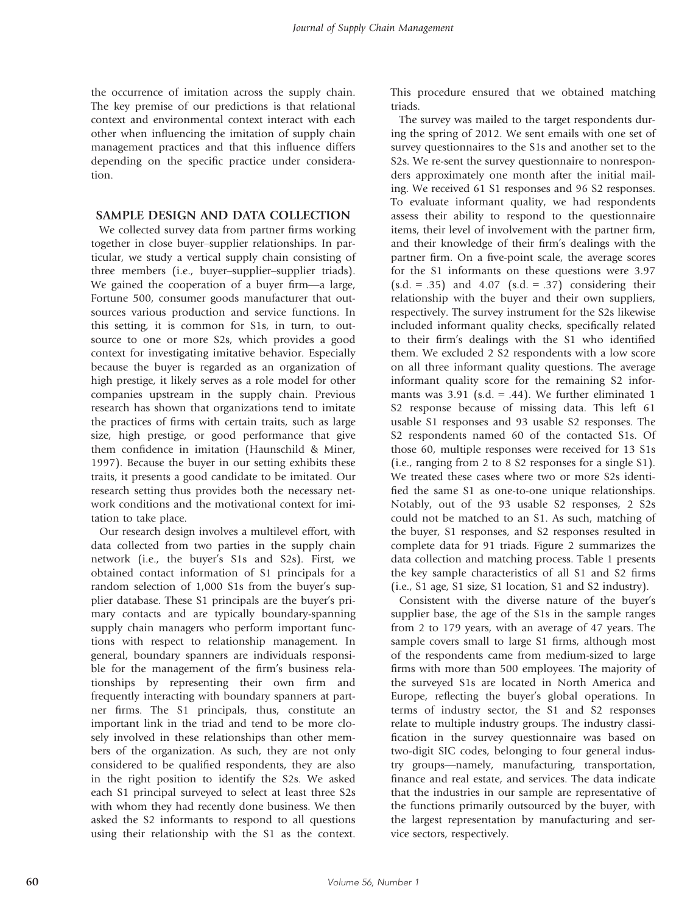the occurrence of imitation across the supply chain. The key premise of our predictions is that relational context and environmental context interact with each other when influencing the imitation of supply chain management practices and that this influence differs depending on the specific practice under consideration.

## SAMPLE DESIGN AND DATA COLLECTION

We collected survey data from partner firms working together in close buyer–supplier relationships. In particular, we study a vertical supply chain consisting of three members (i.e., buyer–supplier–supplier triads). We gained the cooperation of a buyer firm—a large, Fortune 500, consumer goods manufacturer that outsources various production and service functions. In this setting, it is common for S1s, in turn, to outsource to one or more S2s, which provides a good context for investigating imitative behavior. Especially because the buyer is regarded as an organization of high prestige, it likely serves as a role model for other companies upstream in the supply chain. Previous research has shown that organizations tend to imitate the practices of firms with certain traits, such as large size, high prestige, or good performance that give them confidence in imitation (Haunschild & Miner, 1997). Because the buyer in our setting exhibits these traits, it presents a good candidate to be imitated. Our research setting thus provides both the necessary network conditions and the motivational context for imitation to take place.

Our research design involves a multilevel effort, with data collected from two parties in the supply chain network (i.e., the buyer's S1s and S2s). First, we obtained contact information of S1 principals for a random selection of 1,000 S1s from the buyer's supplier database. These S1 principals are the buyer's primary contacts and are typically boundary-spanning supply chain managers who perform important functions with respect to relationship management. In general, boundary spanners are individuals responsible for the management of the firm's business relationships by representing their own firm and frequently interacting with boundary spanners at partner firms. The S1 principals, thus, constitute an important link in the triad and tend to be more closely involved in these relationships than other members of the organization. As such, they are not only considered to be qualified respondents, they are also in the right position to identify the S2s. We asked each S1 principal surveyed to select at least three S2s with whom they had recently done business. We then asked the S2 informants to respond to all questions using their relationship with the S1 as the context. This procedure ensured that we obtained matching triads.

The survey was mailed to the target respondents during the spring of 2012. We sent emails with one set of survey questionnaires to the S1s and another set to the S2s. We re-sent the survey questionnaire to nonresponders approximately one month after the initial mailing. We received 61 S1 responses and 96 S2 responses. To evaluate informant quality, we had respondents assess their ability to respond to the questionnaire items, their level of involvement with the partner firm, and their knowledge of their firm's dealings with the partner firm. On a five-point scale, the average scores for the S1 informants on these questions were 3.97 (s.d. = .35) and 4.07 (s.d. = .37) considering their relationship with the buyer and their own suppliers, respectively. The survey instrument for the S2s likewise included informant quality checks, specifically related to their firm's dealings with the S1 who identified them. We excluded 2 S2 respondents with a low score on all three informant quality questions. The average informant quality score for the remaining S2 informants was 3.91 (s.d. = .44). We further eliminated 1 S2 response because of missing data. This left 61 usable S1 responses and 93 usable S2 responses. The S2 respondents named 60 of the contacted S1s. Of those 60, multiple responses were received for 13 S1s (i.e., ranging from 2 to 8 S2 responses for a single S1). We treated these cases where two or more S2s identified the same S1 as one-to-one unique relationships. Notably, out of the 93 usable S2 responses, 2 S2s could not be matched to an S1. As such, matching of the buyer, S1 responses, and S2 responses resulted in complete data for 91 triads. Figure 2 summarizes the data collection and matching process. Table 1 presents the key sample characteristics of all S1 and S2 firms (i.e., S1 age, S1 size, S1 location, S1 and S2 industry).

Consistent with the diverse nature of the buyer's supplier base, the age of the S1s in the sample ranges from 2 to 179 years, with an average of 47 years. The sample covers small to large S1 firms, although most of the respondents came from medium-sized to large firms with more than 500 employees. The majority of the surveyed S1s are located in North America and Europe, reflecting the buyer's global operations. In terms of industry sector, the S1 and S2 responses relate to multiple industry groups. The industry classification in the survey questionnaire was based on two-digit SIC codes, belonging to four general industry groups—namely, manufacturing, transportation, finance and real estate, and services. The data indicate that the industries in our sample are representative of the functions primarily outsourced by the buyer, with the largest representation by manufacturing and service sectors, respectively.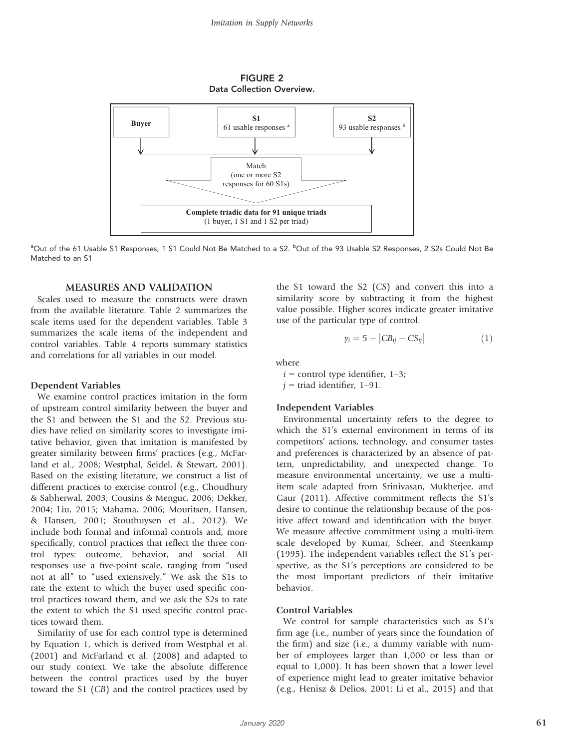**FIGURE 2**
**Data Collection Overview.**

| Buyer | S1 61 usable responses [a] | S2 93 usable responses [b] |
|---|---|---|

Match (one or more S2 responses for 60 S1s)

**Complete triadic data for 91 unique triads** (1 buyer, 1 S1 and 1 S2 per triad)

[a]Out of the 61 Usable S1 Responses, 1 S1 Could Not Be Matched to a S2. [b]Out of the 93 Usable S2 Responses, 2 S2s Could Not Be Matched to an S1

## MEASURES AND VALIDATION

Scales used to measure the constructs were drawn from the available literature. Table 2 summarizes the scale items used for the dependent variables. Table 3 summarizes the scale items of the independent and control variables. Table 4 reports summary statistics and correlations for all variables in our model.

### Dependent Variables

We examine control practices imitation in the form of upstream control similarity between the buyer and the S1 and between the S1 and the S2. Previous studies have relied on similarity scores to investigate imitative behavior, given that imitation is manifested by greater similarity between firms' practices (e.g., McFarland et al., 2008; Westphal, Seidel, & Stewart, 2001). Based on the existing literature, we construct a list of different practices to exercise control (e.g., Choudhury & Sabherwal, 2003; Cousins & Menguc, 2006; Dekker, 2004; Liu, 2015; Mahama, 2006; Mouritsen, Hansen, & Hansen, 2001; Stouthuysen et al., 2012). We include both formal and informal controls and, more specifically, control practices that reflect the three control types: outcome, behavior, and social. All responses use a five-point scale, ranging from "used not at all" to "used extensively." We ask the S1s to rate the extent to which the buyer used specific control practices toward them, and we ask the S2s to rate the extent to which the S1 used specific control practices toward them.

Similarity of use for each control type is determined by Equation 1, which is derived from Westphal et al. (2001) and McFarland et al. (2008) and adapted to our study context. We take the absolute difference between the control practices used by the buyer toward the S1 (*CB*) and the control practices used by the S1 toward the S2 (*CS*) and convert this into a similarity score by subtracting it from the highest value possible. Higher scores indicate greater imitative use of the particular type of control.

$$y_i = 5 - \left|CB_{ij} - CS_{ij}\right| \quad (1)$$

where

$i$ = control type identifier, 1–3;
$j$ = triad identifier, 1–91.

### Independent Variables

Environmental uncertainty refers to the degree to which the S1's external environment in terms of its competitors' actions, technology, and consumer tastes and preferences is characterized by an absence of pattern, unpredictability, and unexpected change. To measure environmental uncertainty, we use a multi-item scale adapted from Srinivasan, Mukherjee, and Gaur (2011). Affective commitment reflects the S1's desire to continue the relationship because of the positive affect toward and identification with the buyer. We measure affective commitment using a multi-item scale developed by Kumar, Scheer, and Steenkamp (1995). The independent variables reflect the S1's perspective, as the S1's perceptions are considered to be the most important predictors of their imitative behavior.

### Control Variables

We control for sample characteristics such as S1's firm age (i.e., number of years since the foundation of the firm) and size (i.e., a dummy variable with number of employees larger than 1,000 or less than or equal to 1,000). It has been shown that a lower level of experience might lead to greater imitative behavior (e.g., Henisz & Delios, 2001; Li et al., 2015) and that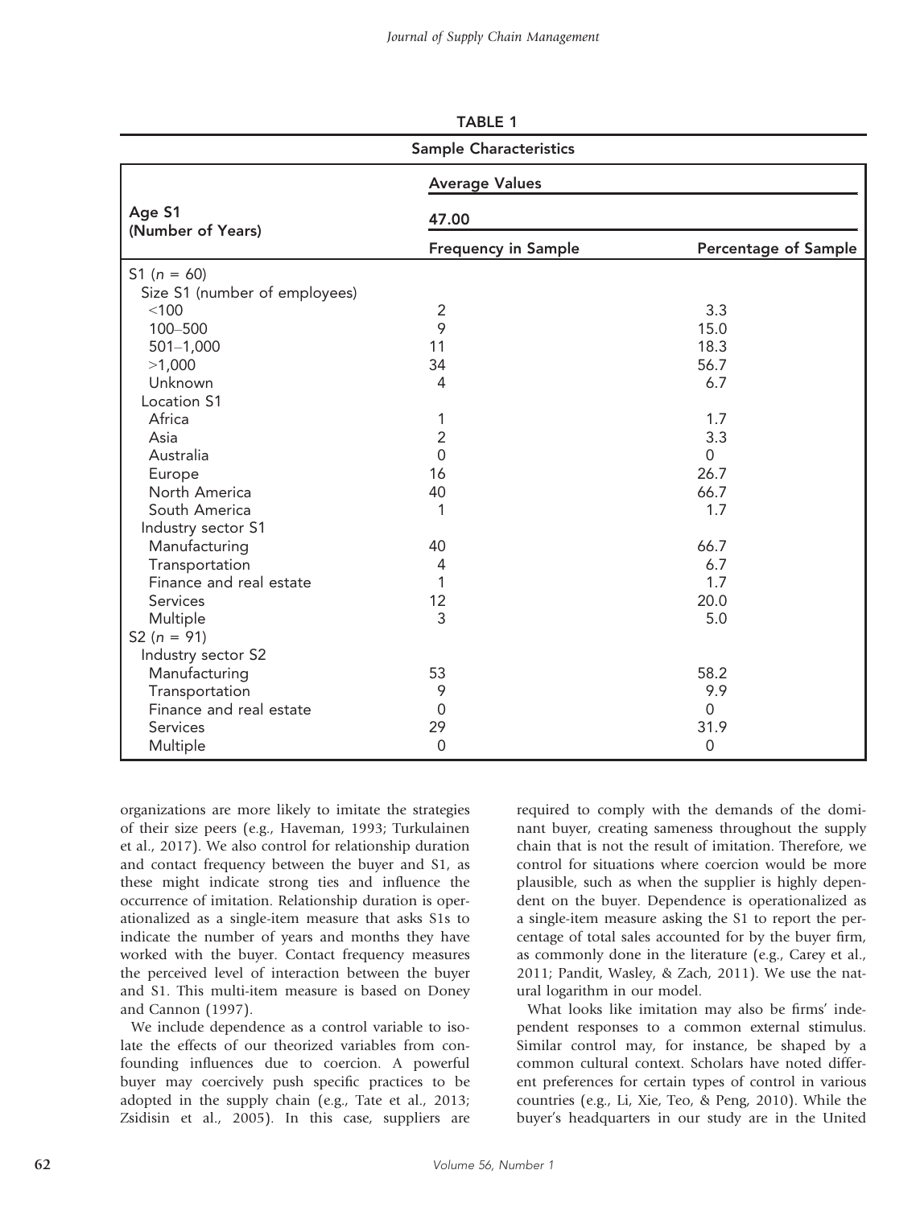**TABLE 1**

**Sample Characteristics**

| Age S1 (Number of Years) | Average Values | |
|---|---|---|
| | 47.00 | |
| | **Frequency in Sample** | **Percentage of Sample** |
| S1 ($n$ = 60) | | |
| Size S1 (number of employees) | | |
| <100 | 2 | 3.3 |
| 100–500 | 9 | 15.0 |
| 501–1,000 | 11 | 18.3 |
| >1,000 | 34 | 56.7 |
| Unknown | 4 | 6.7 |
| Location S1 | | |
| Africa | 1 | 1.7 |
| Asia | 2 | 3.3 |
| Australia | 0 | 0 |
| Europe | 16 | 26.7 |
| North America | 40 | 66.7 |
| South America | 1 | 1.7 |
| Industry sector S1 | | |
| Manufacturing | 40 | 66.7 |
| Transportation | 4 | 6.7 |
| Finance and real estate | 1 | 1.7 |
| Services | 12 | 20.0 |
| Multiple | 3 | 5.0 |
| S2 ($n$ = 91) | | |
| Industry sector S2 | | |
| Manufacturing | 53 | 58.2 |
| Transportation | 9 | 9.9 |
| Finance and real estate | 0 | 0 |
| Services | 29 | 31.9 |
| Multiple | 0 | 0 |

organizations are more likely to imitate the strategies of their size peers (e.g., Haveman, 1993; Turkulainen et al., 2017). We also control for relationship duration and contact frequency between the buyer and S1, as these might indicate strong ties and influence the occurrence of imitation. Relationship duration is operationalized as a single-item measure that asks S1s to indicate the number of years and months they have worked with the buyer. Contact frequency measures the perceived level of interaction between the buyer and S1. This multi-item measure is based on Doney and Cannon (1997).

We include dependence as a control variable to isolate the effects of our theorized variables from confounding influences due to coercion. A powerful buyer may coercively push specific practices to be adopted in the supply chain (e.g., Tate et al., 2013; Zsidisin et al., 2005). In this case, suppliers are required to comply with the demands of the dominant buyer, creating sameness throughout the supply chain that is not the result of imitation. Therefore, we control for situations where coercion would be more plausible, such as when the supplier is highly dependent on the buyer. Dependence is operationalized as a single-item measure asking the S1 to report the percentage of total sales accounted for by the buyer firm, as commonly done in the literature (e.g., Carey et al., 2011; Pandit, Wasley, & Zach, 2011). We use the natural logarithm in our model.

What looks like imitation may also be firms' independent responses to a common external stimulus. Similar control may, for instance, be shaped by a common cultural context. Scholars have noted different preferences for certain types of control in various countries (e.g., Li, Xie, Teo, & Peng, 2010). While the buyer's headquarters in our study are in the United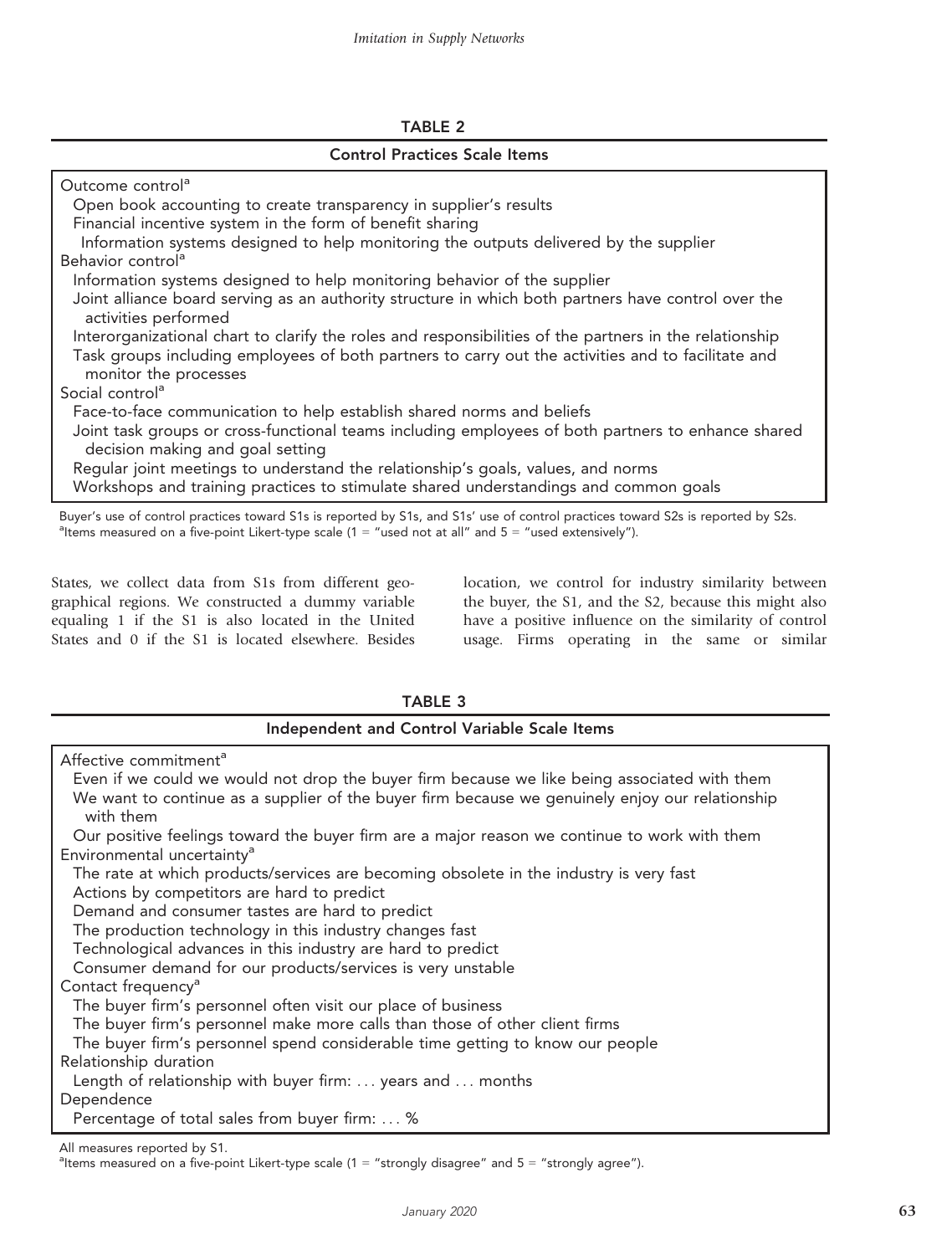**TABLE 2**

**Control Practices Scale Items**

Outcome control[a]
- Open book accounting to create transparency in supplier's results
- Financial incentive system in the form of benefit sharing
- Information systems designed to help monitoring the outputs delivered by the supplier

Behavior control[a]
- Information systems designed to help monitoring behavior of the supplier
- Joint alliance board serving as an authority structure in which both partners have control over the activities performed
- Interorganizational chart to clarify the roles and responsibilities of the partners in the relationship
- Task groups including employees of both partners to carry out the activities and to facilitate and monitor the processes

Social control[a]
- Face-to-face communication to help establish shared norms and beliefs
- Joint task groups or cross-functional teams including employees of both partners to enhance shared decision making and goal setting
- Regular joint meetings to understand the relationship's goals, values, and norms
- Workshops and training practices to stimulate shared understandings and common goals

Buyer's use of control practices toward S1s is reported by S1s, and S1s' use of control practices toward S2s is reported by S2s.
[a]Items measured on a five-point Likert-type scale (1 = "used not at all" and 5 = "used extensively").

States, we collect data from S1s from different geographical regions. We constructed a dummy variable equaling 1 if the S1 is also located in the United States and 0 if the S1 is located elsewhere. Besides location, we control for industry similarity between the buyer, the S1, and the S2, because this might also have a positive influence on the similarity of control usage. Firms operating in the same or similar

**TABLE 3**

**Independent and Control Variable Scale Items**

Affective commitment[a]
- Even if we could we would not drop the buyer firm because we like being associated with them
- We want to continue as a supplier of the buyer firm because we genuinely enjoy our relationship with them
- Our positive feelings toward the buyer firm are a major reason we continue to work with them

Environmental uncertainty[a]
- The rate at which products/services are becoming obsolete in the industry is very fast
- Actions by competitors are hard to predict
- Demand and consumer tastes are hard to predict
- The production technology in this industry changes fast
- Technological advances in this industry are hard to predict
- Consumer demand for our products/services is very unstable

Contact frequency[a]
- The buyer firm's personnel often visit our place of business
- The buyer firm's personnel make more calls than those of other client firms
- The buyer firm's personnel spend considerable time getting to know our people

Relationship duration
- Length of relationship with buyer firm: … years and … months

Dependence
- Percentage of total sales from buyer firm: … %

All measures reported by S1.
[a]Items measured on a five-point Likert-type scale (1 = "strongly disagree" and 5 = "strongly agree").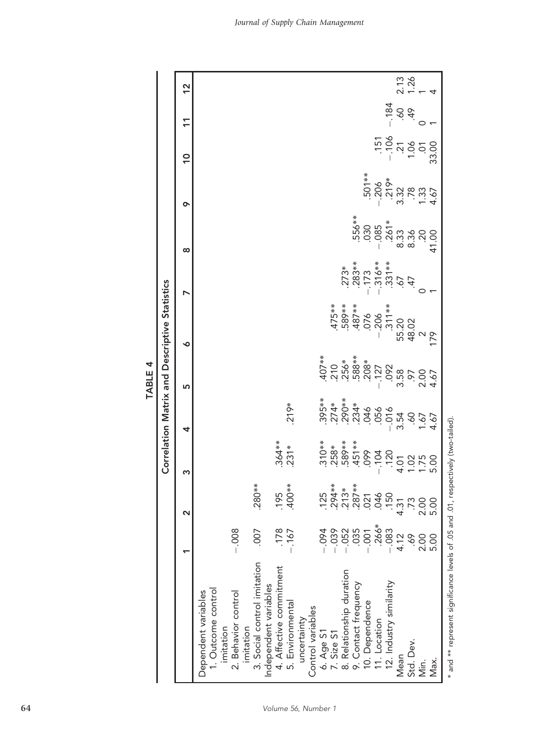**TABLE 4**

**Correlation Matrix and Descriptive Statistics**

| | 1 | 2 | 3 | 4 | 5 | 6 | 7 | 8 | 9 | 10 | 11 | 12 |
|---|---|---|---|---|---|---|---|---|---|---|---|---|
| Dependent variables | | | | | | | | | | | | |
| 1. Outcome control imitation | | | | | | | | | | | | |
| 2. Behavior control imitation | −.008 | | | | | | | | | | | |
| 3. Social control imitation | .007 | .280** | | | | | | | | | | |
| Independent variables | | | | | | | | | | | | |
| 4. Affective commitment | .178 | .195 | .364** | | | | | | | | | |
| 5. Environmental uncertainty | −.167 | .400** | .231* | .219* | | | | | | | | |
| Control variables | | | | | | | | | | | | |
| 6. Age S1 | −.094 | .125 | .310** | .395** | .407** | | | | | | | |
| 7. Size S1 | −.039 | .294** | .258* | .274* | .210 | .475** | | | | | | |
| 8. Relationship duration | −.052 | .213* | .589** | .290** | .256* | .589** | .273* | | | | | |
| 9. Contact frequency | .035 | .287** | .451** | .234* | .588** | .487** | .283** | .556** | | | | |
| 10. Dependence | −.001 | .021 | .099 | .046 | .208* | .076 | −.173 | .030 | .501** | | | |
| 11. Location | .266* | .046 | −.104 | .056 | −.127 | −.206 | −.316** | −.085 | −.206 | .151 | | |
| 12. Industry similarity | −.083 | .150 | .120 | −.016 | .092 | .311** | .331** | .261* | .219* | −.106 | −.184 | |
| Mean | 4.12 | 4.31 | 4.01 | 3.54 | 3.58 | 55.20 | .67 | 8.33 | 3.32 | .21 | .60 | 2.13 |
| Std. Dev. | .69 | .73 | 1.02 | .60 | .97 | 48.02 | .47 | 8.36 | .78 | 1.06 | .49 | 1.26 |
| Min. | 2.00 | 2.00 | 1.75 | 1.67 | 2.00 | 2 | 0 | .20 | 1.33 | .01 | 0 | 1 |
| Max. | 5.00 | 5.00 | 5.00 | 4.67 | 4.67 | 179 | 1 | 41.00 | 4.67 | 33.00 | 1 | 4 |

\* and \*\* represent significance levels of .05 and .01, respectively (two-tailed).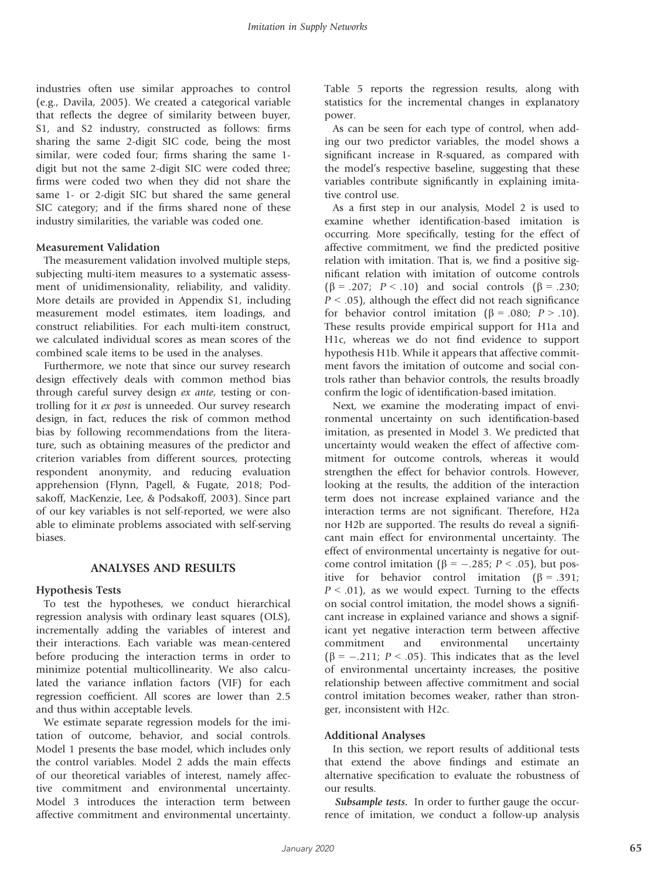industries often use similar approaches to control (e.g., Davila, 2005). We created a categorical variable that reflects the degree of similarity between buyer, S1, and S2 industry, constructed as follows: firms sharing the same 2-digit SIC code, being the most similar, were coded four; firms sharing the same 1-digit but not the same 2-digit SIC were coded three; firms were coded two when they did not share the same 1- or 2-digit SIC but shared the same general SIC category; and if the firms shared none of these industry similarities, the variable was coded one.

### Measurement Validation

The measurement validation involved multiple steps, subjecting multi-item measures to a systematic assessment of unidimensionality, reliability, and validity. More details are provided in Appendix S1, including measurement model estimates, item loadings, and construct reliabilities. For each multi-item construct, we calculated individual scores as mean scores of the combined scale items to be used in the analyses.

Furthermore, we note that since our survey research design effectively deals with common method bias through careful survey design *ex ante*, testing or controlling for it *ex post* is unneeded. Our survey research design, in fact, reduces the risk of common method bias by following recommendations from the literature, such as obtaining measures of the predictor and criterion variables from different sources, protecting respondent anonymity, and reducing evaluation apprehension (Flynn, Pagell, & Fugate, 2018; Podsakoff, MacKenzie, Lee, & Podsakoff, 2003). Since part of our key variables is not self-reported, we were also able to eliminate problems associated with self-serving biases.

## ANALYSES AND RESULTS

### Hypothesis Tests

To test the hypotheses, we conduct hierarchical regression analysis with ordinary least squares (OLS), incrementally adding the variables of interest and their interactions. Each variable was mean-centered before producing the interaction terms in order to minimize potential multicollinearity. We also calculated the variance inflation factors (VIF) for each regression coefficient. All scores are lower than 2.5 and thus within acceptable levels.

We estimate separate regression models for the imitation of outcome, behavior, and social controls. Model 1 presents the base model, which includes only the control variables. Model 2 adds the main effects of our theoretical variables of interest, namely affective commitment and environmental uncertainty. Model 3 introduces the interaction term between affective commitment and environmental uncertainty. Table 5 reports the regression results, along with statistics for the incremental changes in explanatory power.

As can be seen for each type of control, when adding our two predictor variables, the model shows a significant increase in R-squared, as compared with the model's respective baseline, suggesting that these variables contribute significantly in explaining imitative control use.

As a first step in our analysis, Model 2 is used to examine whether identification-based imitation is occurring. More specifically, testing for the effect of affective commitment, we find the predicted positive relation with imitation. That is, we find a positive significant relation with imitation of outcome controls ($\beta = .207$; $P < .10$) and social controls ($\beta = .230$; $P < .05$), although the effect did not reach significance for behavior control imitation ($\beta = .080$; $P > .10$). These results provide empirical support for H1a and H1c, whereas we do not find evidence to support hypothesis H1b. While it appears that affective commitment favors the imitation of outcome and social controls rather than behavior controls, the results broadly confirm the logic of identification-based imitation.

Next, we examine the moderating impact of environmental uncertainty on such identification-based imitation, as presented in Model 3. We predicted that uncertainty would weaken the effect of affective commitment for outcome controls, whereas it would strengthen the effect for behavior controls. However, looking at the results, the addition of the interaction term does not increase explained variance and the interaction terms are not significant. Therefore, H2a nor H2b are supported. The results do reveal a significant main effect for environmental uncertainty. The effect of environmental uncertainty is negative for outcome control imitation ($\beta = -.285$; $P < .05$), but positive for behavior control imitation ($\beta = .391$; $P < .01$), as we would expect. Turning to the effects on social control imitation, the model shows a significant increase in explained variance and shows a significant yet negative interaction term between affective commitment and environmental uncertainty ($\beta = -.211$; $P < .05$). This indicates that as the level of environmental uncertainty increases, the positive relationship between affective commitment and social control imitation becomes weaker, rather than stronger, inconsistent with H2c.

### Additional Analyses

In this section, we report results of additional tests that extend the above findings and estimate an alternative specification to evaluate the robustness of our results.

***Subsample tests.*** In order to further gauge the occurrence of imitation, we conduct a follow-up analysis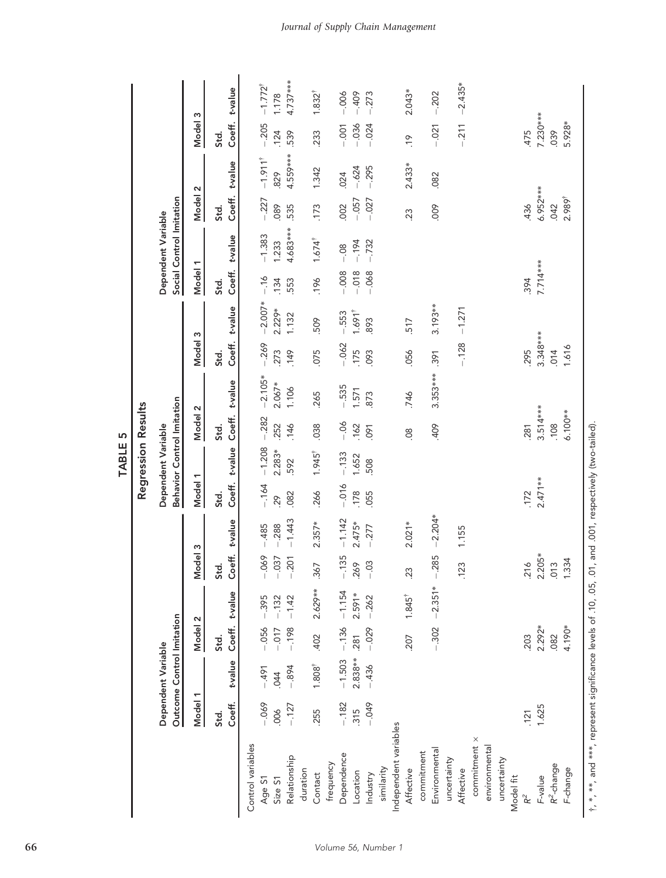**TABLE 5**

**Regression Results**

| | Dependent Variable: Outcome Control Imitation | | | | | | Dependent Variable: Behavior Control Imitation | | | | | | Dependent Variable: Social Control Imitation | | | | | |
|---|---|---|---|---|---|---|---|---|---|---|---|---|---|---|---|---|---|---|
| | Model 1 | | Model 2 | | Model 3 | | Model 1 | | Model 2 | | Model 3 | | Model 1 | | Model 2 | | Model 3 | |
| | Std. Coeff. | t-value | Std. Coeff. | t-value | Std. Coeff. | t-value | Std. Coeff. | t-value | Std. Coeff. | t-value | Std. Coeff. | t-value | Std. Coeff. | t-value | Std. Coeff. | t-value | Std. Coeff. | t-value |
| Control variables | | | | | | | | | | | | | | | | | | |
| Age S1 | −.069 | −.491 | −.056 | −.395 | −.069 | −.485 | −.164 | −1.208 | −.282 | −2.105* | −.269 | −2.007* | −.16 | −1.383 | −.227 | −1.911† | −.205 | −1.772† |
| Size S1 | .006 | .044 | −.017 | −.132 | −.037 | −.288 | .29 | 2.283* | .252 | 2.067* | .273 | 2.229* | .134 | 1.233 | .089 | .829 | .124 | 1.178 |
| Relationship duration | −.127 | −.894 | −.198 | −1.42 | −.201 | −1.443 | .082 | .592 | .146 | 1.106 | .149 | 1.132 | .553 | 4.683*** | .535 | 4.559*** | .539 | 4.737*** |
| Contact frequency | .255 | 1.808† | .402 | 2.629** | .367 | 2.357* | .266 | 1.945† | .038 | .265 | .075 | .509 | .196 | 1.674† | .173 | 1.342 | .233 | 1.832† |
| Dependence | −.182 | −1.503 | −.136 | −1.154 | −.135 | −1.142 | −.016 | −.133 | −.06 | −.535 | −.062 | −.553 | −.008 | −.08 | .002 | .024 | −.001 | −.006 |
| Location | .315 | 2.838** | .281 | 2.591* | .269 | 2.475* | .178 | 1.652 | .162 | 1.571 | .175 | 1.691† | −.018 | −.194 | −.057 | −.624 | −.036 | −.409 |
| Industry similarity | −.049 | −.436 | −.029 | −.262 | −.03 | −.277 | .055 | .508 | .091 | .873 | .093 | .893 | −.068 | −.732 | −.027 | −.295 | −.024 | −.273 |
| Independent variables | | | | | | | | | | | | | | | | | | |
| Affective commitment | | | .207 | 1.845† | .23 | 2.021* | | | .08 | .746 | .056 | .517 | | | .23 | 2.433* | .19 | 2.043* |
| Environmental uncertainty | | | −.302 | −2.351* | −.285 | −2.204* | | | .409 | 3.353*** | .391 | 3.193** | | | .009 | .082 | −.021 | −.202 |
| Affective commitment × environmental uncertainty | | | | | .123 | 1.155 | | | | | −.128 | −1.271 | | | | | −.211 | −2.435* |
| Model fit | | | | | | | | | | | | | | | | | | |
| $R^2$ | .121 | | .203 | | .216 | | .172 | | .281 | | .295 | | .394 | | .436 | | .475 | |
| F-value | 1.625 | | 2.292* | | 2.205* | | 2.471** | | 3.514*** | | 3.348*** | | 7.714*** | | 6.952*** | | 7.230*** | |
| $R^2$-change | | | .082 | | .013 | | | | .108 | | .014 | | | | .042 | | .039 | |
| F-change | | | 4.190* | | 1.334 | | | | 6.100** | | 1.616 | | | | 2.989† | | 5.928* | |

†, *, **, and ***, represent significance levels of .10, .05, .01, and .001, respectively (two-tailed).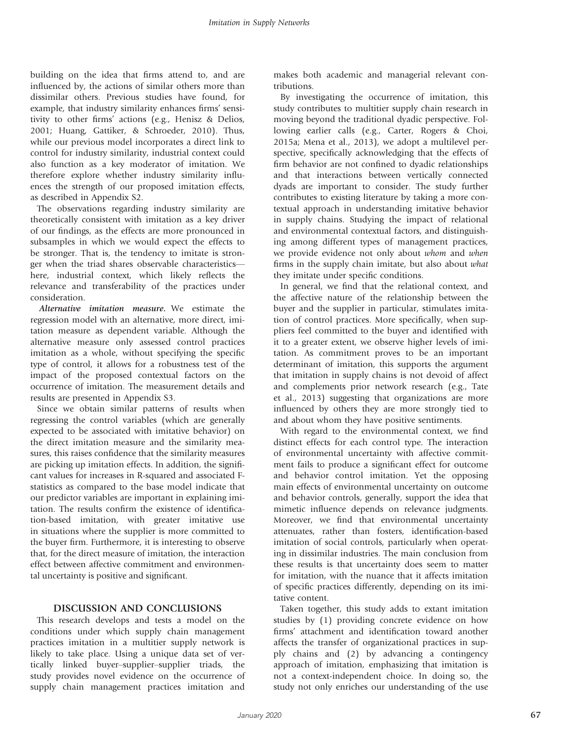building on the idea that firms attend to, and are influenced by, the actions of similar others more than dissimilar others. Previous studies have found, for example, that industry similarity enhances firms' sensitivity to other firms' actions (e.g., Henisz & Delios, 2001; Huang, Gattiker, & Schroeder, 2010). Thus, while our previous model incorporates a direct link to control for industry similarity, industrial context could also function as a key moderator of imitation. We therefore explore whether industry similarity influences the strength of our proposed imitation effects, as described in Appendix S2.

The observations regarding industry similarity are theoretically consistent with imitation as a key driver of our findings, as the effects are more pronounced in subsamples in which we would expect the effects to be stronger. That is, the tendency to imitate is stronger when the triad shares observable characteristics—here, industrial context, which likely reflects the relevance and transferability of the practices under consideration.

***Alternative imitation measure.*** We estimate the regression model with an alternative, more direct, imitation measure as dependent variable. Although the alternative measure only assessed control practices imitation as a whole, without specifying the specific type of control, it allows for a robustness test of the impact of the proposed contextual factors on the occurrence of imitation. The measurement details and results are presented in Appendix S3.

Since we obtain similar patterns of results when regressing the control variables (which are generally expected to be associated with imitative behavior) on the direct imitation measure and the similarity measures, this raises confidence that the similarity measures are picking up imitation effects. In addition, the significant values for increases in R-squared and associated F-statistics as compared to the base model indicate that our predictor variables are important in explaining imitation. The results confirm the existence of identification-based imitation, with greater imitative use in situations where the supplier is more committed to the buyer firm. Furthermore, it is interesting to observe that, for the direct measure of imitation, the interaction effect between affective commitment and environmental uncertainty is positive and significant.

## DISCUSSION AND CONCLUSIONS

This research develops and tests a model on the conditions under which supply chain management practices imitation in a multitier supply network is likely to take place. Using a unique data set of vertically linked buyer–supplier–supplier triads, the study provides novel evidence on the occurrence of supply chain management practices imitation and makes both academic and managerial relevant contributions.

By investigating the occurrence of imitation, this study contributes to multitier supply chain research in moving beyond the traditional dyadic perspective. Following earlier calls (e.g., Carter, Rogers & Choi, 2015a; Mena et al., 2013), we adopt a multilevel perspective, specifically acknowledging that the effects of firm behavior are not confined to dyadic relationships and that interactions between vertically connected dyads are important to consider. The study further contributes to existing literature by taking a more contextual approach in understanding imitative behavior in supply chains. Studying the impact of relational and environmental contextual factors, and distinguishing among different types of management practices, we provide evidence not only about *whom* and *when* firms in the supply chain imitate, but also about *what* they imitate under specific conditions.

In general, we find that the relational context, and the affective nature of the relationship between the buyer and the supplier in particular, stimulates imitation of control practices. More specifically, when suppliers feel committed to the buyer and identified with it to a greater extent, we observe higher levels of imitation. As commitment proves to be an important determinant of imitation, this supports the argument that imitation in supply chains is not devoid of affect and complements prior network research (e.g., Tate et al., 2013) suggesting that organizations are more influenced by others they are more strongly tied to and about whom they have positive sentiments.

With regard to the environmental context, we find distinct effects for each control type. The interaction of environmental uncertainty with affective commitment fails to produce a significant effect for outcome and behavior control imitation. Yet the opposing main effects of environmental uncertainty on outcome and behavior controls, generally, support the idea that mimetic influence depends on relevance judgments. Moreover, we find that environmental uncertainty attenuates, rather than fosters, identification-based imitation of social controls, particularly when operating in dissimilar industries. The main conclusion from these results is that uncertainty does seem to matter for imitation, with the nuance that it affects imitation of specific practices differently, depending on its imitative content.

Taken together, this study adds to extant imitation studies by (1) providing concrete evidence on how firms' attachment and identification toward another affects the transfer of organizational practices in supply chains and (2) by advancing a contingency approach of imitation, emphasizing that imitation is not a context-independent choice. In doing so, the study not only enriches our understanding of the use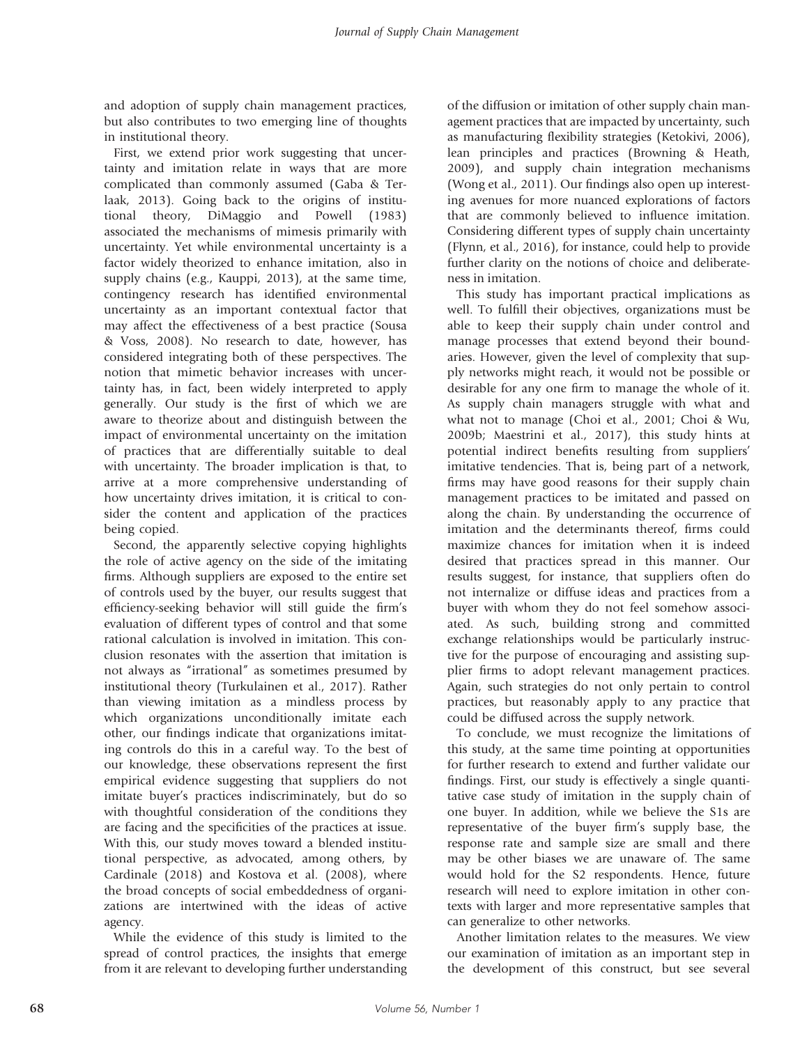and adoption of supply chain management practices, but also contributes to two emerging line of thoughts in institutional theory.

First, we extend prior work suggesting that uncertainty and imitation relate in ways that are more complicated than commonly assumed (Gaba & Terlaak, 2013). Going back to the origins of institutional theory, DiMaggio and Powell (1983) associated the mechanisms of mimesis primarily with uncertainty. Yet while environmental uncertainty is a factor widely theorized to enhance imitation, also in supply chains (e.g., Kauppi, 2013), at the same time, contingency research has identified environmental uncertainty as an important contextual factor that may affect the effectiveness of a best practice (Sousa & Voss, 2008). No research to date, however, has considered integrating both of these perspectives. The notion that mimetic behavior increases with uncertainty has, in fact, been widely interpreted to apply generally. Our study is the first of which we are aware to theorize about and distinguish between the impact of environmental uncertainty on the imitation of practices that are differentially suitable to deal with uncertainty. The broader implication is that, to arrive at a more comprehensive understanding of how uncertainty drives imitation, it is critical to consider the content and application of the practices being copied.

Second, the apparently selective copying highlights the role of active agency on the side of the imitating firms. Although suppliers are exposed to the entire set of controls used by the buyer, our results suggest that efficiency-seeking behavior will still guide the firm's evaluation of different types of control and that some rational calculation is involved in imitation. This conclusion resonates with the assertion that imitation is not always as "irrational" as sometimes presumed by institutional theory (Turkulainen et al., 2017). Rather than viewing imitation as a mindless process by which organizations unconditionally imitate each other, our findings indicate that organizations imitating controls do this in a careful way. To the best of our knowledge, these observations represent the first empirical evidence suggesting that suppliers do not imitate buyer's practices indiscriminately, but do so with thoughtful consideration of the conditions they are facing and the specificities of the practices at issue. With this, our study moves toward a blended institutional perspective, as advocated, among others, by Cardinale (2018) and Kostova et al. (2008), where the broad concepts of social embeddedness of organizations are intertwined with the ideas of active agency.

While the evidence of this study is limited to the spread of control practices, the insights that emerge from it are relevant to developing further understanding of the diffusion or imitation of other supply chain management practices that are impacted by uncertainty, such as manufacturing flexibility strategies (Ketokivi, 2006), lean principles and practices (Browning & Heath, 2009), and supply chain integration mechanisms (Wong et al., 2011). Our findings also open up interesting avenues for more nuanced explorations of factors that are commonly believed to influence imitation. Considering different types of supply chain uncertainty (Flynn, et al., 2016), for instance, could help to provide further clarity on the notions of choice and deliberateness in imitation.

This study has important practical implications as well. To fulfill their objectives, organizations must be able to keep their supply chain under control and manage processes that extend beyond their boundaries. However, given the level of complexity that supply networks might reach, it would not be possible or desirable for any one firm to manage the whole of it. As supply chain managers struggle with what and what not to manage (Choi et al., 2001; Choi & Wu, 2009b; Maestrini et al., 2017), this study hints at potential indirect benefits resulting from suppliers' imitative tendencies. That is, being part of a network, firms may have good reasons for their supply chain management practices to be imitated and passed on along the chain. By understanding the occurrence of imitation and the determinants thereof, firms could maximize chances for imitation when it is indeed desired that practices spread in this manner. Our results suggest, for instance, that suppliers often do not internalize or diffuse ideas and practices from a buyer with whom they do not feel somehow associated. As such, building strong and committed exchange relationships would be particularly instructive for the purpose of encouraging and assisting supplier firms to adopt relevant management practices. Again, such strategies do not only pertain to control practices, but reasonably apply to any practice that could be diffused across the supply network.

To conclude, we must recognize the limitations of this study, at the same time pointing at opportunities for further research to extend and further validate our findings. First, our study is effectively a single quantitative case study of imitation in the supply chain of one buyer. In addition, while we believe the S1s are representative of the buyer firm's supply base, the response rate and sample size are small and there may be other biases we are unaware of. The same would hold for the S2 respondents. Hence, future research will need to explore imitation in other contexts with larger and more representative samples that can generalize to other networks.

Another limitation relates to the measures. We view our examination of imitation as an important step in the development of this construct, but see several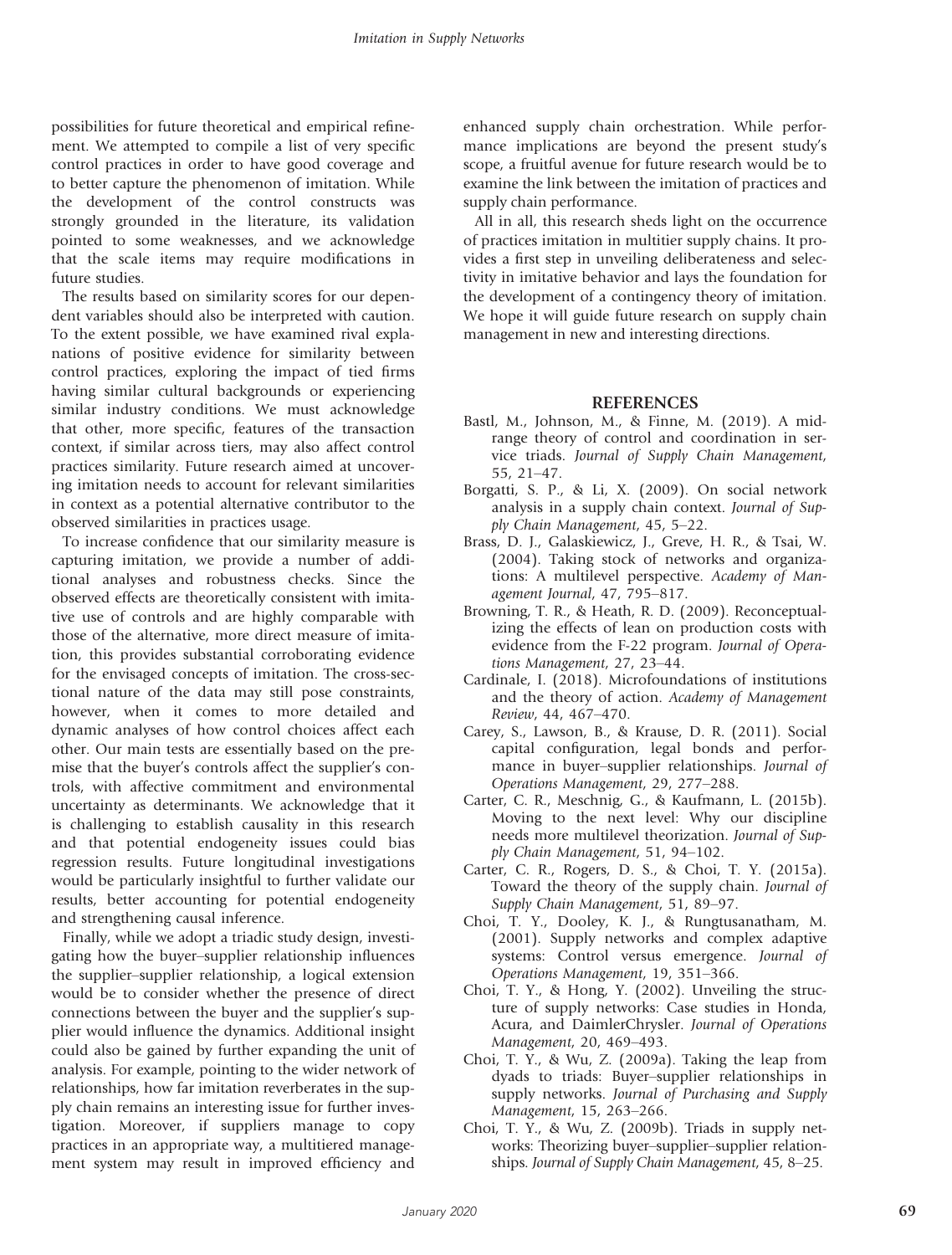possibilities for future theoretical and empirical refinement. We attempted to compile a list of very specific control practices in order to have good coverage and to better capture the phenomenon of imitation. While the development of the control constructs was strongly grounded in the literature, its validation pointed to some weaknesses, and we acknowledge that the scale items may require modifications in future studies.

The results based on similarity scores for our dependent variables should also be interpreted with caution. To the extent possible, we have examined rival explanations of positive evidence for similarity between control practices, exploring the impact of tied firms having similar cultural backgrounds or experiencing similar industry conditions. We must acknowledge that other, more specific, features of the transaction context, if similar across tiers, may also affect control practices similarity. Future research aimed at uncovering imitation needs to account for relevant similarities in context as a potential alternative contributor to the observed similarities in practices usage.

To increase confidence that our similarity measure is capturing imitation, we provide a number of additional analyses and robustness checks. Since the observed effects are theoretically consistent with imitative use of controls and are highly comparable with those of the alternative, more direct measure of imitation, this provides substantial corroborating evidence for the envisaged concepts of imitation. The cross-sectional nature of the data may still pose constraints, however, when it comes to more detailed and dynamic analyses of how control choices affect each other. Our main tests are essentially based on the premise that the buyer's controls affect the supplier's controls, with affective commitment and environmental uncertainty as determinants. We acknowledge that it is challenging to establish causality in this research and that potential endogeneity issues could bias regression results. Future longitudinal investigations would be particularly insightful to further validate our results, better accounting for potential endogeneity and strengthening causal inference.

Finally, while we adopt a triadic study design, investigating how the buyer–supplier relationship influences the supplier–supplier relationship, a logical extension would be to consider whether the presence of direct connections between the buyer and the supplier's supplier would influence the dynamics. Additional insight could also be gained by further expanding the unit of analysis. For example, pointing to the wider network of relationships, how far imitation reverberates in the supply chain remains an interesting issue for further investigation. Moreover, if suppliers manage to copy practices in an appropriate way, a multitiered management system may result in improved efficiency and enhanced supply chain orchestration. While performance implications are beyond the present study's scope, a fruitful avenue for future research would be to examine the link between the imitation of practices and supply chain performance.

All in all, this research sheds light on the occurrence of practices imitation in multitier supply chains. It provides a first step in unveiling deliberateness and selectivity in imitative behavior and lays the foundation for the development of a contingency theory of imitation. We hope it will guide future research on supply chain management in new and interesting directions.

## REFERENCES

Bastl, M., Johnson, M., & Finne, M. (2019). A mid-range theory of control and coordination in service triads. *Journal of Supply Chain Management*, 55, 21–47.

Borgatti, S. P., & Li, X. (2009). On social network analysis in a supply chain context. *Journal of Supply Chain Management*, 45, 5–22.

Brass, D. J., Galaskiewicz, J., Greve, H. R., & Tsai, W. (2004). Taking stock of networks and organizations: A multilevel perspective. *Academy of Management Journal*, 47, 795–817.

Browning, T. R., & Heath, R. D. (2009). Reconceptualizing the effects of lean on production costs with evidence from the F-22 program. *Journal of Operations Management*, 27, 23–44.

Cardinale, I. (2018). Microfoundations of institutions and the theory of action. *Academy of Management Review*, 44, 467–470.

Carey, S., Lawson, B., & Krause, D. R. (2011). Social capital configuration, legal bonds and performance in buyer–supplier relationships. *Journal of Operations Management*, 29, 277–288.

Carter, C. R., Meschnig, G., & Kaufmann, L. (2015b). Moving to the next level: Why our discipline needs more multilevel theorization. *Journal of Supply Chain Management*, 51, 94–102.

Carter, C. R., Rogers, D. S., & Choi, T. Y. (2015a). Toward the theory of the supply chain. *Journal of Supply Chain Management*, 51, 89–97.

Choi, T. Y., Dooley, K. J., & Rungtusanatham, M. (2001). Supply networks and complex adaptive systems: Control versus emergence. *Journal of Operations Management*, 19, 351–366.

Choi, T. Y., & Hong, Y. (2002). Unveiling the structure of supply networks: Case studies in Honda, Acura, and DaimlerChrysler. *Journal of Operations Management*, 20, 469–493.

Choi, T. Y., & Wu, Z. (2009a). Taking the leap from dyads to triads: Buyer–supplier relationships in supply networks. *Journal of Purchasing and Supply Management*, 15, 263–266.

Choi, T. Y., & Wu, Z. (2009b). Triads in supply networks: Theorizing buyer–supplier–supplier relationships. *Journal of Supply Chain Management*, 45, 8–25.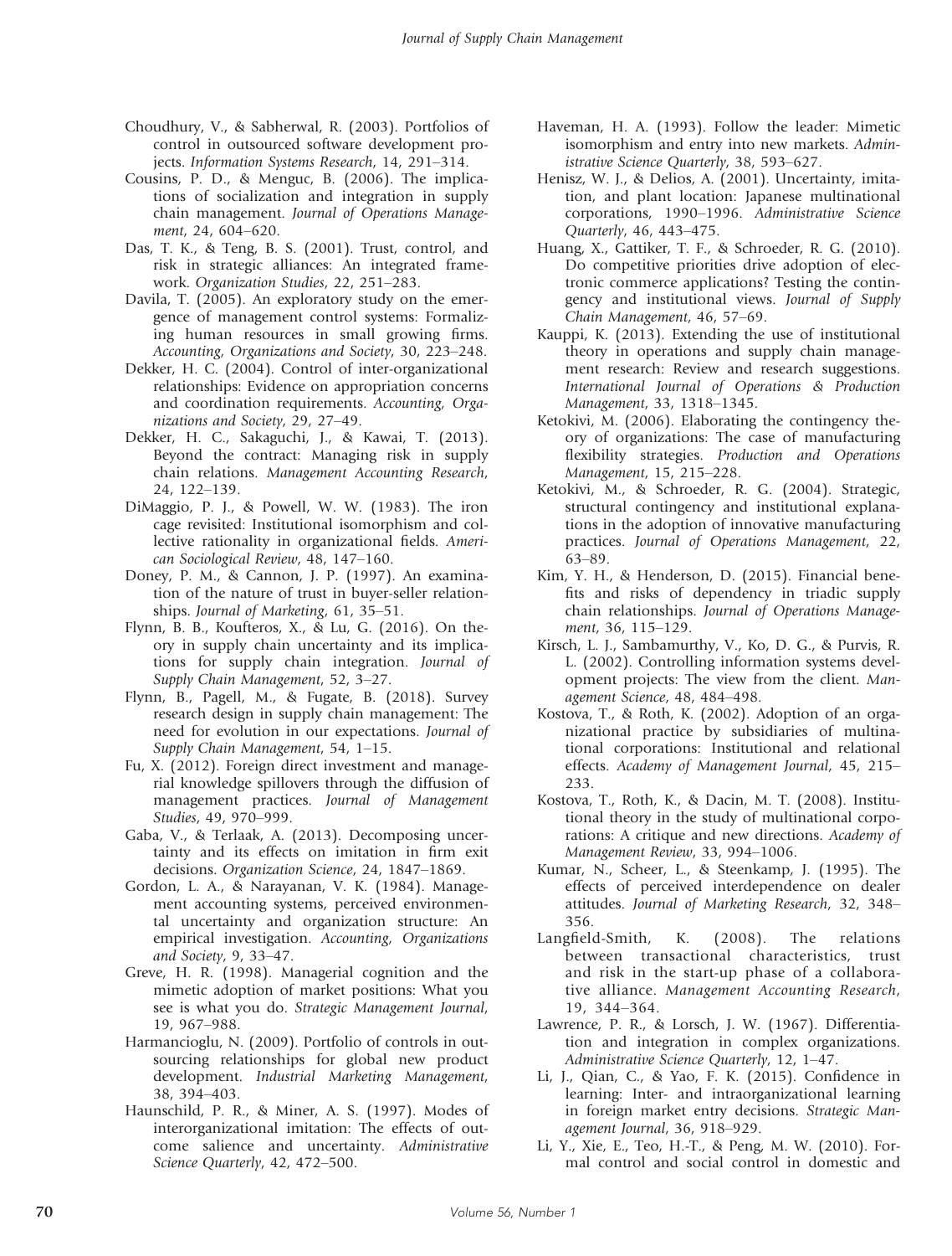Choudhury, V., & Sabherwal, R. (2003). Portfolios of control in outsourced software development projects. *Information Systems Research*, 14, 291–314.

Cousins, P. D., & Menguc, B. (2006). The implications of socialization and integration in supply chain management. *Journal of Operations Management*, 24, 604–620.

Das, T. K., & Teng, B. S. (2001). Trust, control, and risk in strategic alliances: An integrated framework. *Organization Studies*, 22, 251–283.

Davila, T. (2005). An exploratory study on the emergence of management control systems: Formalizing human resources in small growing firms. *Accounting, Organizations and Society*, 30, 223–248.

Dekker, H. C. (2004). Control of inter-organizational relationships: Evidence on appropriation concerns and coordination requirements. *Accounting, Organizations and Society*, 29, 27–49.

Dekker, H. C., Sakaguchi, J., & Kawai, T. (2013). Beyond the contract: Managing risk in supply chain relations. *Management Accounting Research*, 24, 122–139.

DiMaggio, P. J., & Powell, W. W. (1983). The iron cage revisited: Institutional isomorphism and collective rationality in organizational fields. *American Sociological Review*, 48, 147–160.

Doney, P. M., & Cannon, J. P. (1997). An examination of the nature of trust in buyer-seller relationships. *Journal of Marketing*, 61, 35–51.

Flynn, B. B., Koufteros, X., & Lu, G. (2016). On theory in supply chain uncertainty and its implications for supply chain integration. *Journal of Supply Chain Management*, 52, 3–27.

Flynn, B., Pagell, M., & Fugate, B. (2018). Survey research design in supply chain management: The need for evolution in our expectations. *Journal of Supply Chain Management*, 54, 1–15.

Fu, X. (2012). Foreign direct investment and managerial knowledge spillovers through the diffusion of management practices. *Journal of Management Studies*, 49, 970–999.

Gaba, V., & Terlaak, A. (2013). Decomposing uncertainty and its effects on imitation in firm exit decisions. *Organization Science*, 24, 1847–1869.

Gordon, L. A., & Narayanan, V. K. (1984). Management accounting systems, perceived environmental uncertainty and organization structure: An empirical investigation. *Accounting, Organizations and Society*, 9, 33–47.

Greve, H. R. (1998). Managerial cognition and the mimetic adoption of market positions: What you see is what you do. *Strategic Management Journal*, 19, 967–988.

Harmancioglu, N. (2009). Portfolio of controls in outsourcing relationships for global new product development. *Industrial Marketing Management*, 38, 394–403.

Haunschild, P. R., & Miner, A. S. (1997). Modes of interorganizational imitation: The effects of outcome salience and uncertainty. *Administrative Science Quarterly*, 42, 472–500.

Haveman, H. A. (1993). Follow the leader: Mimetic isomorphism and entry into new markets. *Administrative Science Quarterly*, 38, 593–627.

Henisz, W. J., & Delios, A. (2001). Uncertainty, imitation, and plant location: Japanese multinational corporations, 1990–1996. *Administrative Science Quarterly*, 46, 443–475.

Huang, X., Gattiker, T. F., & Schroeder, R. G. (2010). Do competitive priorities drive adoption of electronic commerce applications? Testing the contingency and institutional views. *Journal of Supply Chain Management*, 46, 57–69.

Kauppi, K. (2013). Extending the use of institutional theory in operations and supply chain management research: Review and research suggestions. *International Journal of Operations & Production Management*, 33, 1318–1345.

Ketokivi, M. (2006). Elaborating the contingency theory of organizations: The case of manufacturing flexibility strategies. *Production and Operations Management*, 15, 215–228.

Ketokivi, M., & Schroeder, R. G. (2004). Strategic, structural contingency and institutional explanations in the adoption of innovative manufacturing practices. *Journal of Operations Management*, 22, 63–89.

Kim, Y. H., & Henderson, D. (2015). Financial benefits and risks of dependency in triadic supply chain relationships. *Journal of Operations Management*, 36, 115–129.

Kirsch, L. J., Sambamurthy, V., Ko, D. G., & Purvis, R. L. (2002). Controlling information systems development projects: The view from the client. *Management Science*, 48, 484–498.

Kostova, T., & Roth, K. (2002). Adoption of an organizational practice by subsidiaries of multinational corporations: Institutional and relational effects. *Academy of Management Journal*, 45, 215–233.

Kostova, T., Roth, K., & Dacin, M. T. (2008). Institutional theory in the study of multinational corporations: A critique and new directions. *Academy of Management Review*, 33, 994–1006.

Kumar, N., Scheer, L., & Steenkamp, J. (1995). The effects of perceived interdependence on dealer attitudes. *Journal of Marketing Research*, 32, 348–356.

Langfield-Smith, K. (2008). The relations between transactional characteristics, trust and risk in the start-up phase of a collaborative alliance. *Management Accounting Research*, 19, 344–364.

Lawrence, P. R., & Lorsch, J. W. (1967). Differentiation and integration in complex organizations. *Administrative Science Quarterly*, 12, 1–47.

Li, J., Qian, C., & Yao, F. K. (2015). Confidence in learning: Inter- and intraorganizational learning in foreign market entry decisions. *Strategic Management Journal*, 36, 918–929.

Li, Y., Xie, E., Teo, H.-T., & Peng, M. W. (2010). Formal control and social control in domestic and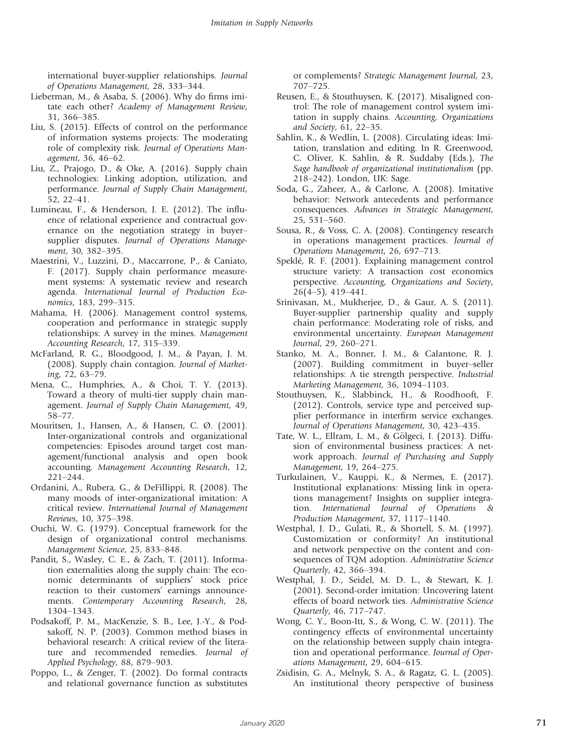international buyer-supplier relationships. *Journal of Operations Management*, 28, 333–344.

Lieberman, M., & Asaba, S. (2006). Why do firms imitate each other? *Academy of Management Review*, 31, 366–385.

Liu, S. (2015). Effects of control on the performance of information systems projects: The moderating role of complexity risk. *Journal of Operations Management*, 36, 46–62.

Liu, Z., Prajogo, D., & Oke, A. (2016). Supply chain technologies: Linking adoption, utilization, and performance. *Journal of Supply Chain Management*, 52, 22–41.

Lumineau, F., & Henderson, J. E. (2012). The influence of relational experience and contractual governance on the negotiation strategy in buyer–supplier disputes. *Journal of Operations Management*, 30, 382–395.

Maestrini, V., Luzzini, D., Maccarrone, P., & Caniato, F. (2017). Supply chain performance measurement systems: A systematic review and research agenda. *International Journal of Production Economics*, 183, 299–315.

Mahama, H. (2006). Management control systems, cooperation and performance in strategic supply relationships: A survey in the mines. *Management Accounting Research*, 17, 315–339.

McFarland, R. G., Bloodgood, J. M., & Payan, J. M. (2008). Supply chain contagion. *Journal of Marketing*, 72, 63–79.

Mena, C., Humphries, A., & Choi, T. Y. (2013). Toward a theory of multi-tier supply chain management. *Journal of Supply Chain Management*, 49, 58–77.

Mouritsen, J., Hansen, A., & Hansen, C. Ø. (2001). Inter-organizational controls and organizational competencies: Episodes around target cost management/functional analysis and open book accounting. *Management Accounting Research*, 12, 221–244.

Ordanini, A., Rubera, G., & DeFillippi, R. (2008). The many moods of inter-organizational imitation: A critical review. *International Journal of Management Reviews*, 10, 375–398.

Ouchi, W. G. (1979). Conceptual framework for the design of organizational control mechanisms. *Management Science*, 25, 833–848.

Pandit, S., Wasley, C. E., & Zach, T. (2011). Information externalities along the supply chain: The economic determinants of suppliers' stock price reaction to their customers' earnings announcements. *Contemporary Accounting Research*, 28, 1304–1343.

Podsakoff, P. M., MacKenzie, S. B., Lee, J.-Y., & Podsakoff, N. P. (2003). Common method biases in behavioral research: A critical review of the literature and recommended remedies. *Journal of Applied Psychology*, 88, 879–903.

Poppo, L., & Zenger, T. (2002). Do formal contracts and relational governance function as substitutes or complements? *Strategic Management Journal*, 23, 707–725.

Reusen, E., & Stouthuysen, K. (2017). Misaligned control: The role of management control system imitation in supply chains. *Accounting, Organizations and Society*, 61, 22–35.

Sahlin, K., & Wedlin, L. (2008). Circulating ideas: Imitation, translation and editing. In R. Greenwood, C. Oliver, K. Sahlin, & R. Suddaby (Eds.), *The Sage handbook of organizational institutionalism* (pp. 218–242). London, UK: Sage.

Soda, G., Zaheer, A., & Carlone, A. (2008). Imitative behavior: Network antecedents and performance consequences. *Advances in Strategic Management*, 25, 531–560.

Sousa, R., & Voss, C. A. (2008). Contingency research in operations management practices. *Journal of Operations Management*, 26, 697–713.

Speklé, R. F. (2001). Explaining management control structure variety: A transaction cost economics perspective. *Accounting, Organizations and Society*, 26(4–5), 419–441.

Srinivasan, M., Mukherjee, D., & Gaur, A. S. (2011). Buyer-supplier partnership quality and supply chain performance: Moderating role of risks, and environmental uncertainty. *European Management Journal*, 29, 260–271.

Stanko, M. A., Bonner, J. M., & Calantone, R. J. (2007). Building commitment in buyer–seller relationships: A tie strength perspective. *Industrial Marketing Management*, 36, 1094–1103.

Stouthuysen, K., Slabbinck, H., & Roodhooft, F. (2012). Controls, service type and perceived supplier performance in interfirm service exchanges. *Journal of Operations Management*, 30, 423–435.

Tate, W. L., Ellram, L. M., & Gölgeci, I. (2013). Diffusion of environmental business practices: A network approach. *Journal of Purchasing and Supply Management*, 19, 264–275.

Turkulainen, V., Kauppi, K., & Nermes, E. (2017). Institutional explanations: Missing link in operations management? Insights on supplier integration. *International Journal of Operations & Production Management*, 37, 1117–1140.

Westphal, J. D., Gulati, R., & Shortell, S. M. (1997). Customization or conformity? An institutional and network perspective on the content and consequences of TQM adoption. *Administrative Science Quarterly*, 42, 366–394.

Westphal, J. D., Seidel, M. D. L., & Stewart, K. J. (2001). Second-order imitation: Uncovering latent effects of board network ties. *Administrative Science Quarterly*, 46, 717–747.

Wong, C. Y., Boon-Itt, S., & Wong, C. W. (2011). The contingency effects of environmental uncertainty on the relationship between supply chain integration and operational performance. *Journal of Operations Management*, 29, 604–615.

Zsidisin, G. A., Melnyk, S. A., & Ragatz, G. L. (2005). An institutional theory perspective of business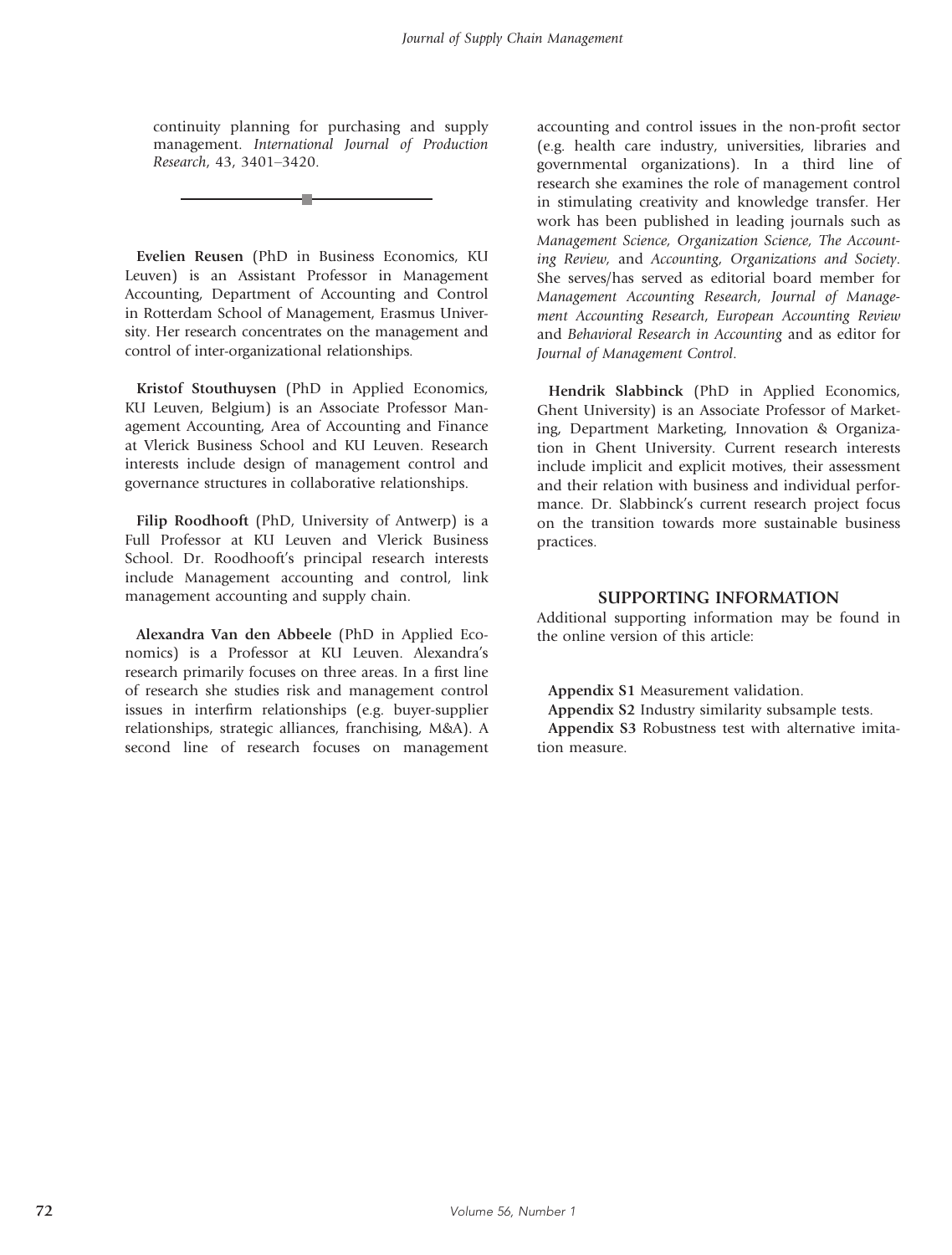continuity planning for purchasing and supply management. *International Journal of Production Research*, 43, 3401–3420.

---

**Evelien Reusen** (PhD in Business Economics, KU Leuven) is an Assistant Professor in Management Accounting, Department of Accounting and Control in Rotterdam School of Management, Erasmus University. Her research concentrates on the management and control of inter-organizational relationships.

**Kristof Stouthuysen** (PhD in Applied Economics, KU Leuven, Belgium) is an Associate Professor Management Accounting, Area of Accounting and Finance at Vlerick Business School and KU Leuven. Research interests include design of management control and governance structures in collaborative relationships.

**Filip Roodhooft** (PhD, University of Antwerp) is a Full Professor at KU Leuven and Vlerick Business School. Dr. Roodhooft's principal research interests include Management accounting and control, link management accounting and supply chain.

**Alexandra Van den Abbeele** (PhD in Applied Economics) is a Professor at KU Leuven. Alexandra's research primarily focuses on three areas. In a first line of research she studies risk and management control issues in interfirm relationships (e.g. buyer-supplier relationships, strategic alliances, franchising, M&A). A second line of research focuses on management accounting and control issues in the non-profit sector (e.g. health care industry, universities, libraries and governmental organizations). In a third line of research she examines the role of management control in stimulating creativity and knowledge transfer. Her work has been published in leading journals such as *Management Science*, *Organization Science*, *The Accounting Review*, and *Accounting, Organizations and Society*. She serves/has served as editorial board member for *Management Accounting Research*, *Journal of Management Accounting Research*, *European Accounting Review* and *Behavioral Research in Accounting* and as editor for *Journal of Management Control*.

**Hendrik Slabbinck** (PhD in Applied Economics, Ghent University) is an Associate Professor of Marketing, Department Marketing, Innovation & Organization in Ghent University. Current research interests include implicit and explicit motives, their assessment and their relation with business and individual performance. Dr. Slabbinck's current research project focus on the transition towards more sustainable business practices.

## SUPPORTING INFORMATION

Additional supporting information may be found in the online version of this article:

**Appendix S1** Measurement validation.

**Appendix S2** Industry similarity subsample tests.

**Appendix S3** Robustness test with alternative imitation measure.